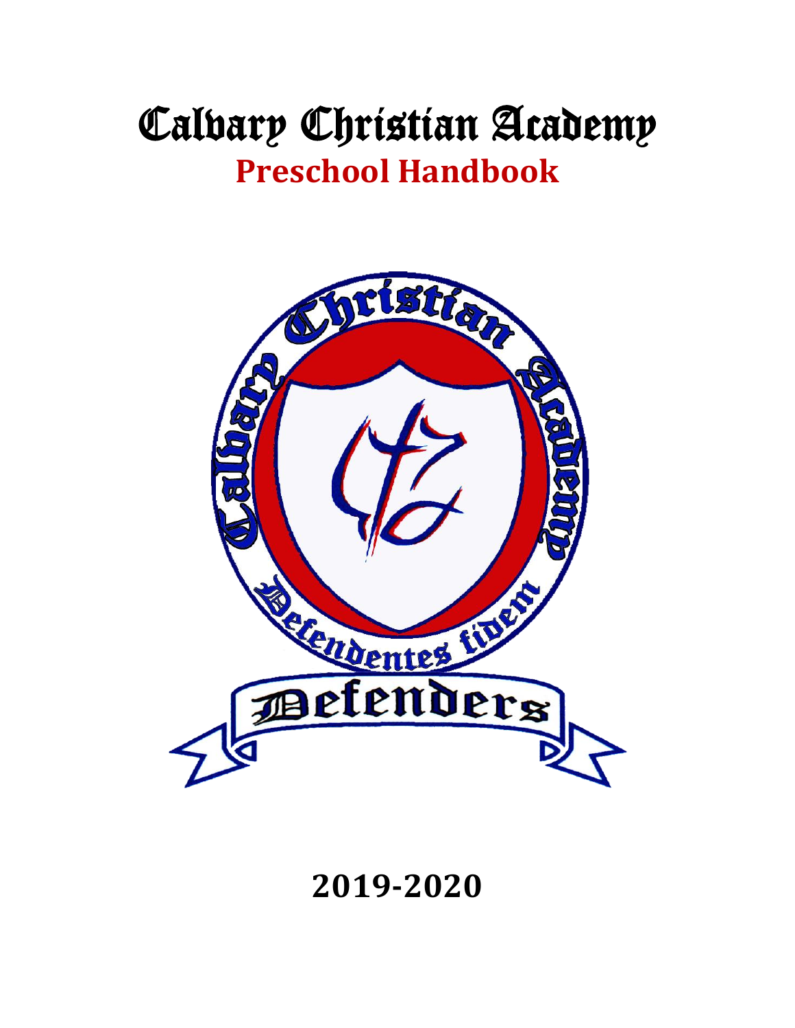# Calvary Christian Academy

## Preschool Handbook

**2019-2020**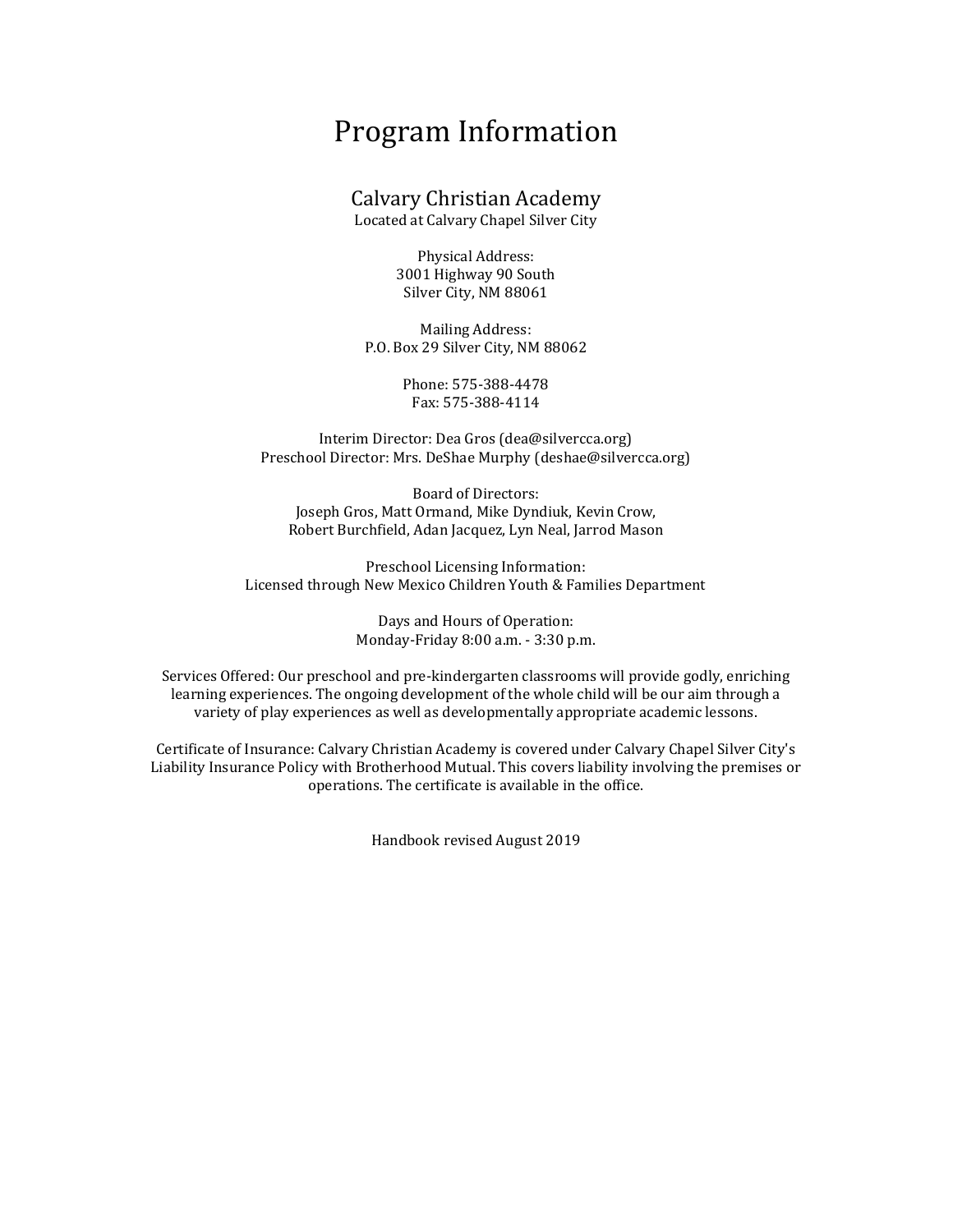# Program Information

## Calvary Christian Academy

Located at Calvary Chapel Silver City

Physical Address:
3001 Highway 90 South
Silver City, NM 88061

Mailing Address:
P.O. Box 29 Silver City, NM 88062

Phone: 575-388-4478
Fax: 575-388-4114

Interim Director: Dea Gros (dea@silvercca.org)
Preschool Director: Mrs. DeShae Murphy (deshae@silvercca.org)

Board of Directors:
Joseph Gros, Matt Ormand, Mike Dyndiuk, Kevin Crow,
Robert Burchfield, Adan Jacquez, Lyn Neal, Jarrod Mason

Preschool Licensing Information:
Licensed through New Mexico Children Youth & Families Department

Days and Hours of Operation:
Monday-Friday 8:00 a.m. - 3:30 p.m.

Services Offered: Our preschool and pre-kindergarten classrooms will provide godly, enriching learning experiences. The ongoing development of the whole child will be our aim through a variety of play experiences as well as developmentally appropriate academic lessons.

Certificate of Insurance: Calvary Christian Academy is covered under Calvary Chapel Silver City's Liability Insurance Policy with Brotherhood Mutual. This covers liability involving the premises or operations. The certificate is available in the office.

Handbook revised August 2019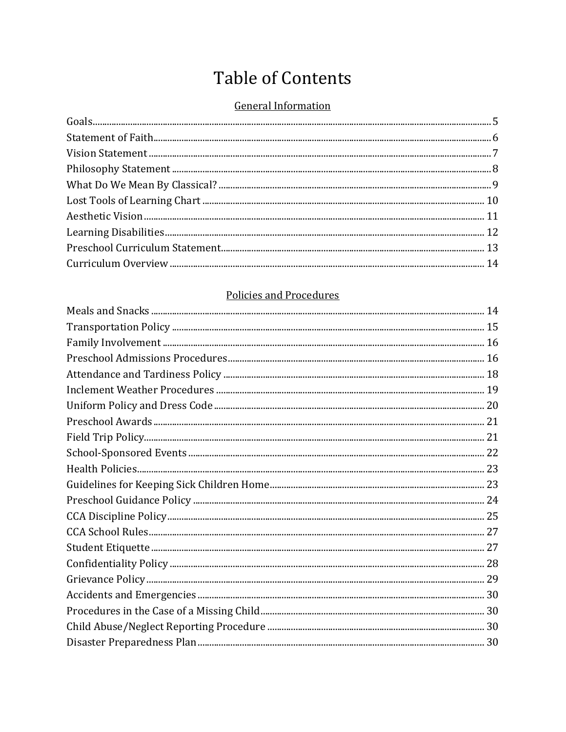# Table of Contents

## General Information

| | |
|---|---|
| Goals | 5 |
| Statement of Faith | 6 |
| Vision Statement | 7 |
| Philosophy Statement | 8 |
| What Do We Mean By Classical? | 9 |
| Lost Tools of Learning Chart | 10 |
| Aesthetic Vision | 11 |
| Learning Disabilities | 12 |
| Preschool Curriculum Statement | 13 |
| Curriculum Overview | 14 |

## Policies and Procedures

| | |
|---|---|
| Meals and Snacks | 14 |
| Transportation Policy | 15 |
| Family Involvement | 16 |
| Preschool Admissions Procedures | 16 |
| Attendance and Tardiness Policy | 18 |
| Inclement Weather Procedures | 19 |
| Uniform Policy and Dress Code | 20 |
| Preschool Awards | 21 |
| Field Trip Policy | 21 |
| School-Sponsored Events | 22 |
| Health Policies | 23 |
| Guidelines for Keeping Sick Children Home | 23 |
| Preschool Guidance Policy | 24 |
| CCA Discipline Policy | 25 |
| CCA School Rules | 27 |
| Student Etiquette | 27 |
| Confidentiality Policy | 28 |
| Grievance Policy | 29 |
| Accidents and Emergencies | 30 |
| Procedures in the Case of a Missing Child | 30 |
| Child Abuse/Neglect Reporting Procedure | 30 |
| Disaster Preparedness Plan | 30 |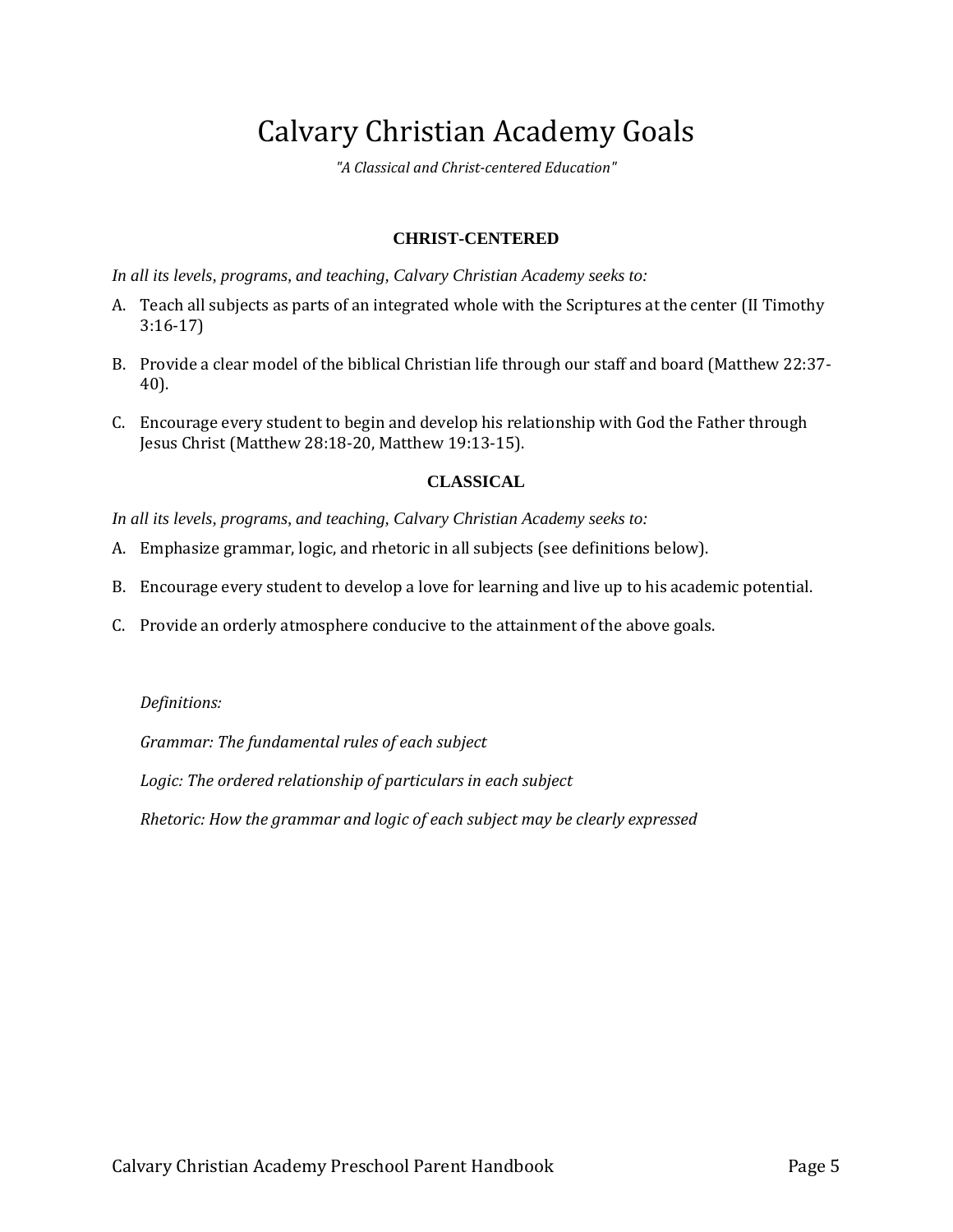# Calvary Christian Academy Goals

*"A Classical and Christ-centered Education"*

### CHRIST-CENTERED

*In all its levels, programs, and teaching, Calvary Christian Academy seeks to:*

A. Teach all subjects as parts of an integrated whole with the Scriptures at the center (II Timothy 3:16-17)

B. Provide a clear model of the biblical Christian life through our staff and board (Matthew 22:37-40).

C. Encourage every student to begin and develop his relationship with God the Father through Jesus Christ (Matthew 28:18-20, Matthew 19:13-15).

### CLASSICAL

*In all its levels, programs, and teaching, Calvary Christian Academy seeks to:*

A. Emphasize grammar, logic, and rhetoric in all subjects (see definitions below).

B. Encourage every student to develop a love for learning and live up to his academic potential.

C. Provide an orderly atmosphere conducive to the attainment of the above goals.

*Definitions:*

*Grammar: The fundamental rules of each subject*

*Logic: The ordered relationship of particulars in each subject*

*Rhetoric: How the grammar and logic of each subject may be clearly expressed*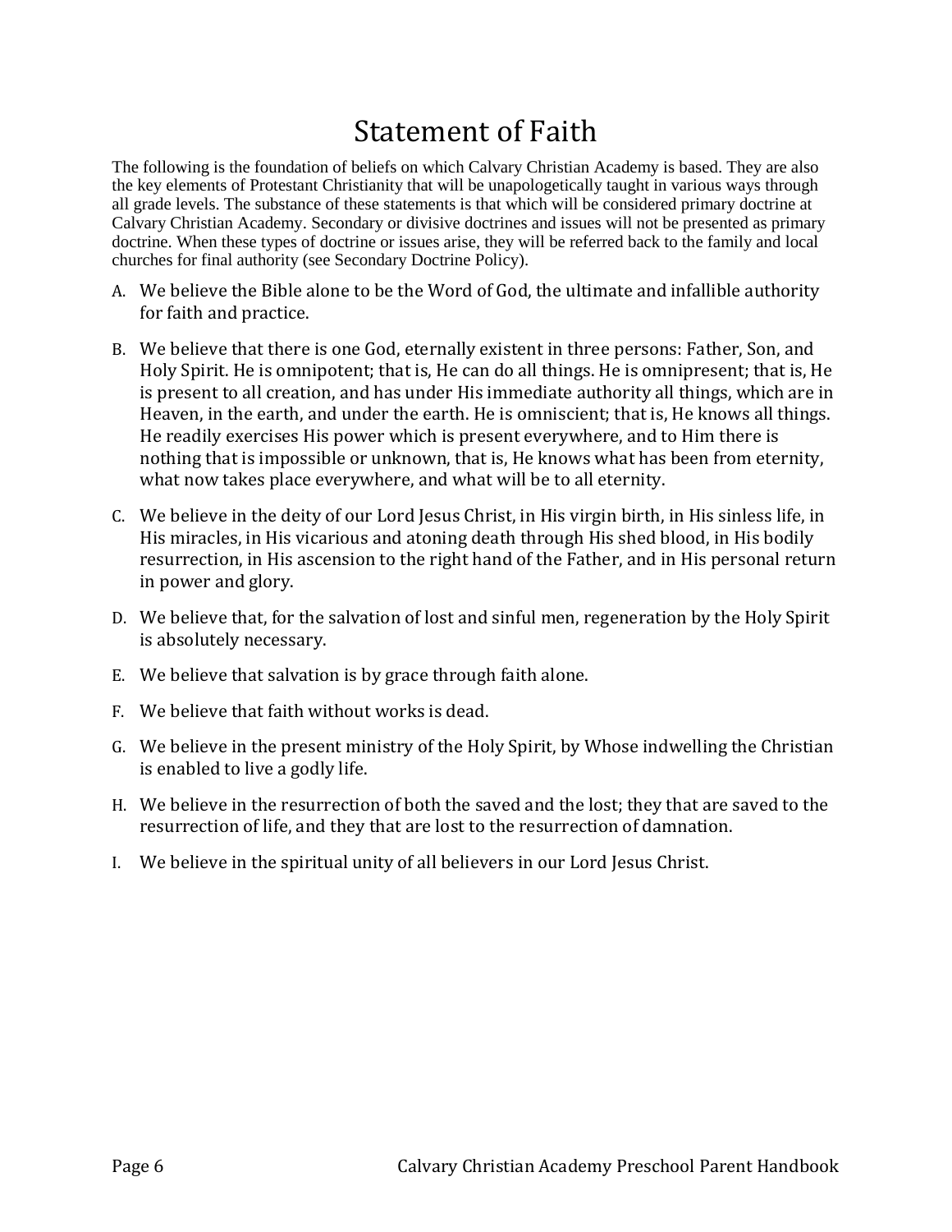# Statement of Faith

The following is the foundation of beliefs on which Calvary Christian Academy is based. They are also the key elements of Protestant Christianity that will be unapologetically taught in various ways through all grade levels. The substance of these statements is that which will be considered primary doctrine at Calvary Christian Academy. Secondary or divisive doctrines and issues will not be presented as primary doctrine. When these types of doctrine or issues arise, they will be referred back to the family and local churches for final authority (see Secondary Doctrine Policy).

A. We believe the Bible alone to be the Word of God, the ultimate and infallible authority for faith and practice.

B. We believe that there is one God, eternally existent in three persons: Father, Son, and Holy Spirit. He is omnipotent; that is, He can do all things. He is omnipresent; that is, He is present to all creation, and has under His immediate authority all things, which are in Heaven, in the earth, and under the earth. He is omniscient; that is, He knows all things. He readily exercises His power which is present everywhere, and to Him there is nothing that is impossible or unknown, that is, He knows what has been from eternity, what now takes place everywhere, and what will be to all eternity.

C. We believe in the deity of our Lord Jesus Christ, in His virgin birth, in His sinless life, in His miracles, in His vicarious and atoning death through His shed blood, in His bodily resurrection, in His ascension to the right hand of the Father, and in His personal return in power and glory.

D. We believe that, for the salvation of lost and sinful men, regeneration by the Holy Spirit is absolutely necessary.

E. We believe that salvation is by grace through faith alone.

F. We believe that faith without works is dead.

G. We believe in the present ministry of the Holy Spirit, by Whose indwelling the Christian is enabled to live a godly life.

H. We believe in the resurrection of both the saved and the lost; they that are saved to the resurrection of life, and they that are lost to the resurrection of damnation.

I. We believe in the spiritual unity of all believers in our Lord Jesus Christ.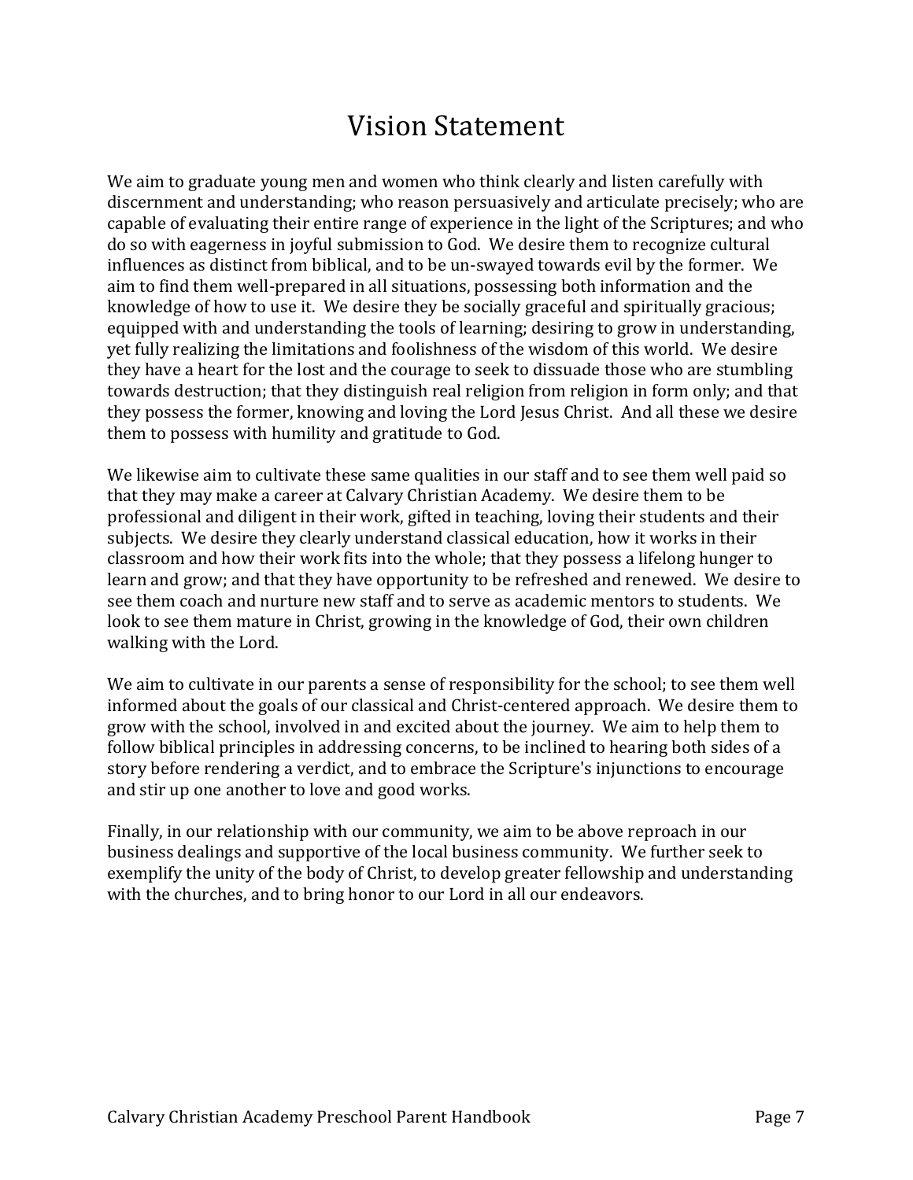# Vision Statement

We aim to graduate young men and women who think clearly and listen carefully with discernment and understanding; who reason persuasively and articulate precisely; who are capable of evaluating their entire range of experience in the light of the Scriptures; and who do so with eagerness in joyful submission to God. We desire them to recognize cultural influences as distinct from biblical, and to be un-swayed towards evil by the former. We aim to find them well-prepared in all situations, possessing both information and the knowledge of how to use it. We desire they be socially graceful and spiritually gracious; equipped with and understanding the tools of learning; desiring to grow in understanding, yet fully realizing the limitations and foolishness of the wisdom of this world. We desire they have a heart for the lost and the courage to seek to dissuade those who are stumbling towards destruction; that they distinguish real religion from religion in form only; and that they possess the former, knowing and loving the Lord Jesus Christ. And all these we desire them to possess with humility and gratitude to God.

We likewise aim to cultivate these same qualities in our staff and to see them well paid so that they may make a career at Calvary Christian Academy. We desire them to be professional and diligent in their work, gifted in teaching, loving their students and their subjects. We desire they clearly understand classical education, how it works in their classroom and how their work fits into the whole; that they possess a lifelong hunger to learn and grow; and that they have opportunity to be refreshed and renewed. We desire to see them coach and nurture new staff and to serve as academic mentors to students. We look to see them mature in Christ, growing in the knowledge of God, their own children walking with the Lord.

We aim to cultivate in our parents a sense of responsibility for the school; to see them well informed about the goals of our classical and Christ-centered approach. We desire them to grow with the school, involved in and excited about the journey. We aim to help them to follow biblical principles in addressing concerns, to be inclined to hearing both sides of a story before rendering a verdict, and to embrace the Scripture's injunctions to encourage and stir up one another to love and good works.

Finally, in our relationship with our community, we aim to be above reproach in our business dealings and supportive of the local business community. We further seek to exemplify the unity of the body of Christ, to develop greater fellowship and understanding with the churches, and to bring honor to our Lord in all our endeavors.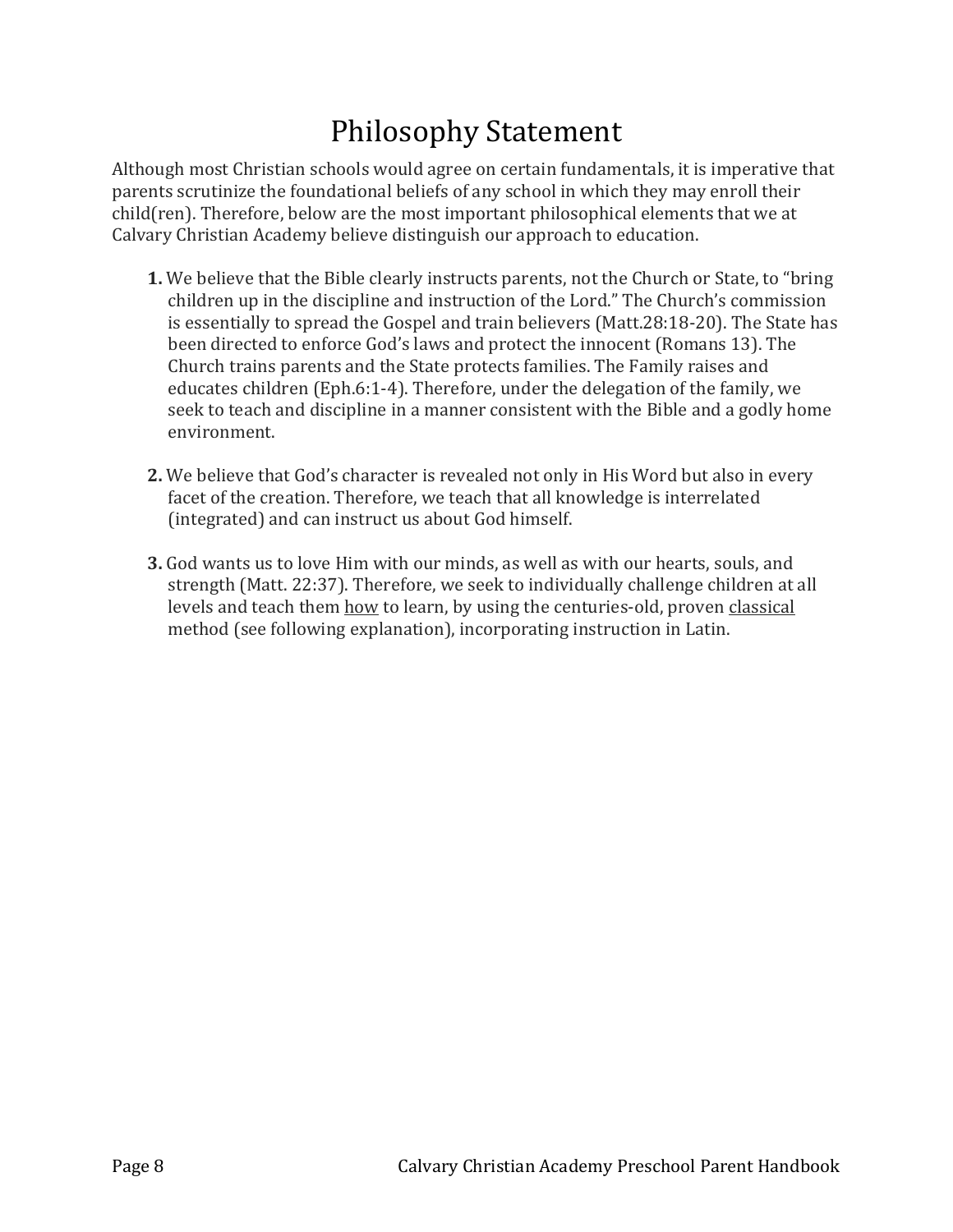# Philosophy Statement

Although most Christian schools would agree on certain fundamentals, it is imperative that parents scrutinize the foundational beliefs of any school in which they may enroll their child(ren). Therefore, below are the most important philosophical elements that we at Calvary Christian Academy believe distinguish our approach to education.

1. We believe that the Bible clearly instructs parents, not the Church or State, to "bring children up in the discipline and instruction of the Lord." The Church's commission is essentially to spread the Gospel and train believers (Matt.28:18-20). The State has been directed to enforce God's laws and protect the innocent (Romans 13). The Church trains parents and the State protects families. The Family raises and educates children (Eph.6:1-4). Therefore, under the delegation of the family, we seek to teach and discipline in a manner consistent with the Bible and a godly home environment.

2. We believe that God's character is revealed not only in His Word but also in every facet of the creation. Therefore, we teach that all knowledge is interrelated (integrated) and can instruct us about God himself.

3. God wants us to love Him with our minds, as well as with our hearts, souls, and strength (Matt. 22:37). Therefore, we seek to individually challenge children at all levels and teach them <u>how</u> to learn, by using the centuries-old, proven <u>classical</u> method (see following explanation), incorporating instruction in Latin.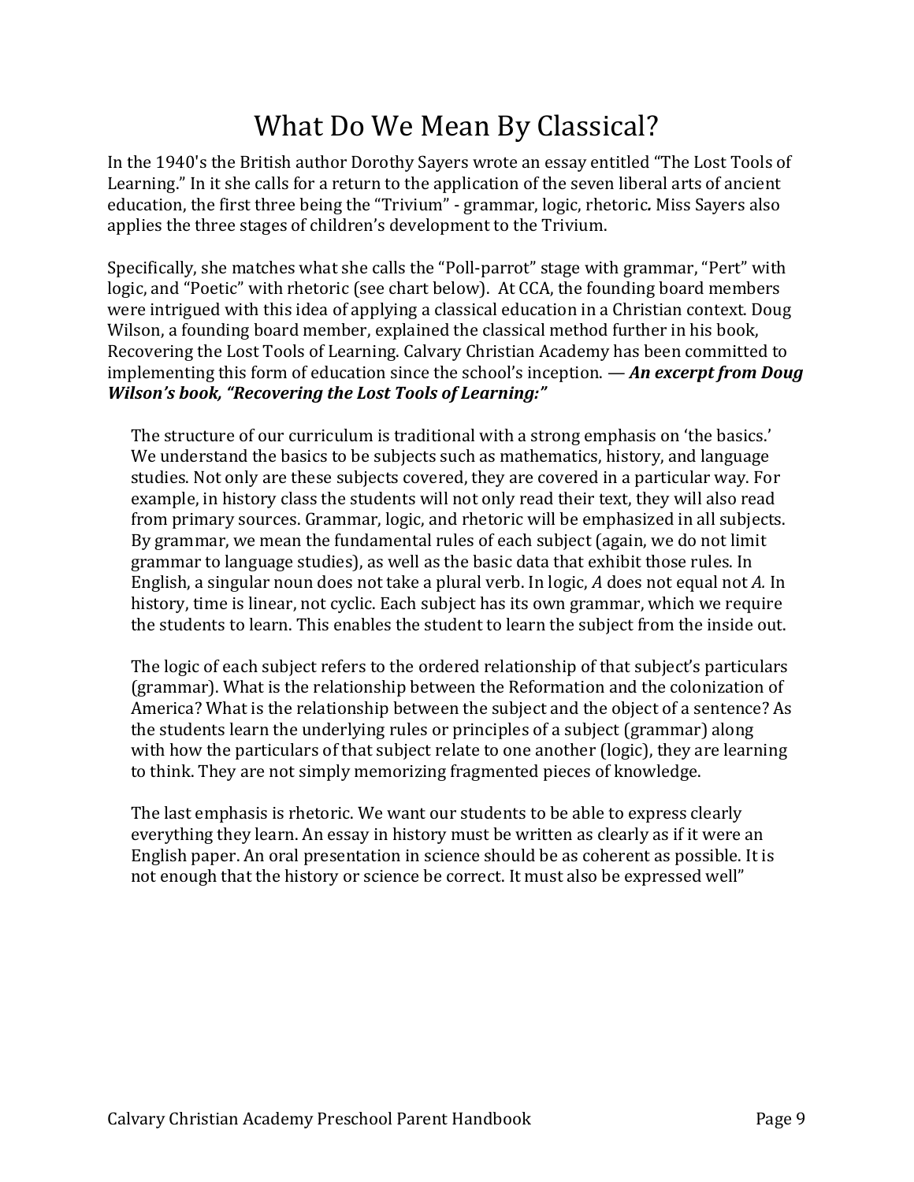# What Do We Mean By Classical?

In the 1940's the British author Dorothy Sayers wrote an essay entitled "The Lost Tools of Learning." In it she calls for a return to the application of the seven liberal arts of ancient education, the first three being the "Trivium" - grammar, logic, rhetoric**.** Miss Sayers also applies the three stages of children's development to the Trivium.

Specifically, she matches what she calls the "Poll-parrot" stage with grammar, "Pert" with logic, and "Poetic" with rhetoric (see chart below). At CCA, the founding board members were intrigued with this idea of applying a classical education in a Christian context. Doug Wilson, a founding board member, explained the classical method further in his book, Recovering the Lost Tools of Learning. Calvary Christian Academy has been committed to implementing this form of education since the school's inception. — ***An excerpt from Doug Wilson's book, "Recovering the Lost Tools of Learning:"***

> The structure of our curriculum is traditional with a strong emphasis on 'the basics.' We understand the basics to be subjects such as mathematics, history, and language studies. Not only are these subjects covered, they are covered in a particular way. For example, in history class the students will not only read their text, they will also read from primary sources. Grammar, logic, and rhetoric will be emphasized in all subjects. By grammar, we mean the fundamental rules of each subject (again, we do not limit grammar to language studies), as well as the basic data that exhibit those rules. In English, a singular noun does not take a plural verb. In logic, *A* does not equal not *A.* In history, time is linear, not cyclic. Each subject has its own grammar, which we require the students to learn. This enables the student to learn the subject from the inside out.
>
> The logic of each subject refers to the ordered relationship of that subject's particulars (grammar). What is the relationship between the Reformation and the colonization of America? What is the relationship between the subject and the object of a sentence? As the students learn the underlying rules or principles of a subject (grammar) along with how the particulars of that subject relate to one another (logic), they are learning to think. They are not simply memorizing fragmented pieces of knowledge.
>
> The last emphasis is rhetoric. We want our students to be able to express clearly everything they learn. An essay in history must be written as clearly as if it were an English paper. An oral presentation in science should be as coherent as possible. It is not enough that the history or science be correct. It must also be expressed well"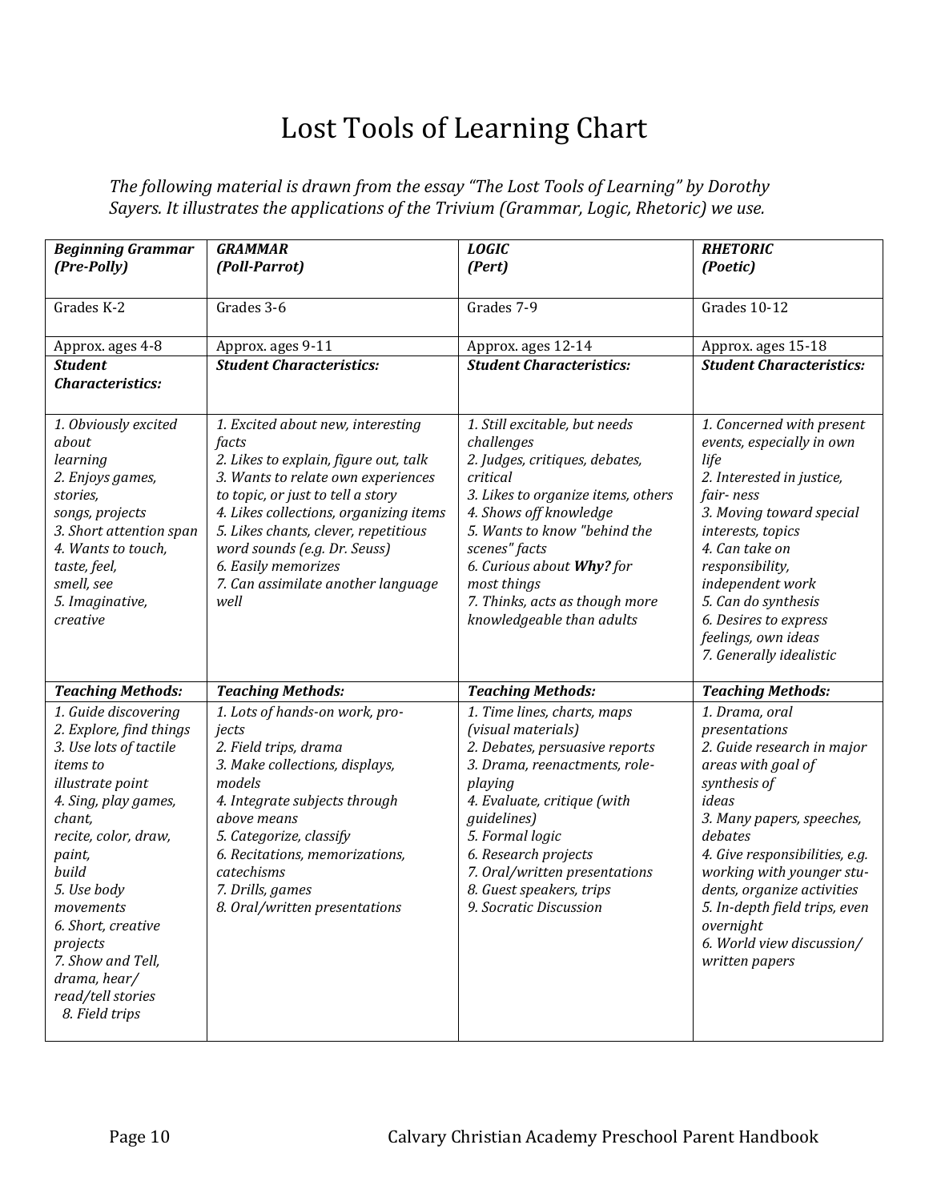# Lost Tools of Learning Chart

*The following material is drawn from the essay "The Lost Tools of Learning" by Dorothy Sayers. It illustrates the applications of the Trivium (Grammar, Logic, Rhetoric) we use.*

| ***Beginning Grammar (Pre-Polly)*** | ***GRAMMAR (Poll-Parrot)*** | ***LOGIC (Pert)*** | ***RHETORIC (Poetic)*** |
|---|---|---|---|
| Grades K-2 | Grades 3-6 | Grades 7-9 | Grades 10-12 |
| Approx. ages 4-8 | Approx. ages 9-11 | Approx. ages 12-14 | Approx. ages 15-18 |
| ***Student Characteristics:*** | ***Student Characteristics:*** | ***Student Characteristics:*** | ***Student Characteristics:*** |
| *1. Obviously excited about learning*<br>*2. Enjoys games, stories, songs, projects*<br>*3. Short attention span*<br>*4. Wants to touch, taste, feel, smell, see*<br>*5. Imaginative, creative* | *1. Excited about new, interesting facts*<br>*2. Likes to explain, figure out, talk*<br>*3. Wants to relate own experiences to topic, or just to tell a story*<br>*4. Likes collections, organizing items*<br>*5. Likes chants, clever, repetitious word sounds (e.g. Dr. Seuss)*<br>*6. Easily memorizes*<br>*7. Can assimilate another language well* | *1. Still excitable, but needs challenges*<br>*2. Judges, critiques, debates, critical*<br>*3. Likes to organize items, others*<br>*4. Shows off knowledge*<br>*5. Wants to know "behind the scenes" facts*<br>*6. Curious about **Why?** for most things*<br>*7. Thinks, acts as though more knowledgeable than adults* | *1. Concerned with present events, especially in own life*<br>*2. Interested in justice, fair- ness*<br>*3. Moving toward special interests, topics*<br>*4. Can take on responsibility, independent work*<br>*5. Can do synthesis*<br>*6. Desires to express feelings, own ideas*<br>*7. Generally idealistic* |
| ***Teaching Methods:*** | ***Teaching Methods:*** | ***Teaching Methods:*** | ***Teaching Methods:*** |
| *1. Guide discovering*<br>*2. Explore, find things*<br>*3. Use lots of tactile items to illustrate point*<br>*4. Sing, play games, chant, recite, color, draw, paint, build*<br>*5. Use body movements*<br>*6. Short, creative projects*<br>*7. Show and Tell, drama, hear/ read/tell stories*<br>*8. Field trips* | *1. Lots of hands-on work, pro- jects*<br>*2. Field trips, drama*<br>*3. Make collections, displays, models*<br>*4. Integrate subjects through above means*<br>*5. Categorize, classify*<br>*6. Recitations, memorizations, catechisms*<br>*7. Drills, games*<br>*8. Oral/written presentations* | *1. Time lines, charts, maps (visual materials)*<br>*2. Debates, persuasive reports*<br>*3. Drama, reenactments, role-playing*<br>*4. Evaluate, critique (with guidelines)*<br>*5. Formal logic*<br>*6. Research projects*<br>*7. Oral/written presentations*<br>*8. Guest speakers, trips*<br>*9. Socratic Discussion* | *1. Drama, oral presentations*<br>*2. Guide research in major areas with goal of synthesis of ideas*<br>*3. Many papers, speeches, debates*<br>*4. Give responsibilities, e.g. working with younger stu- dents, organize activities*<br>*5. In-depth field trips, even overnight*<br>*6. World view discussion/ written papers* |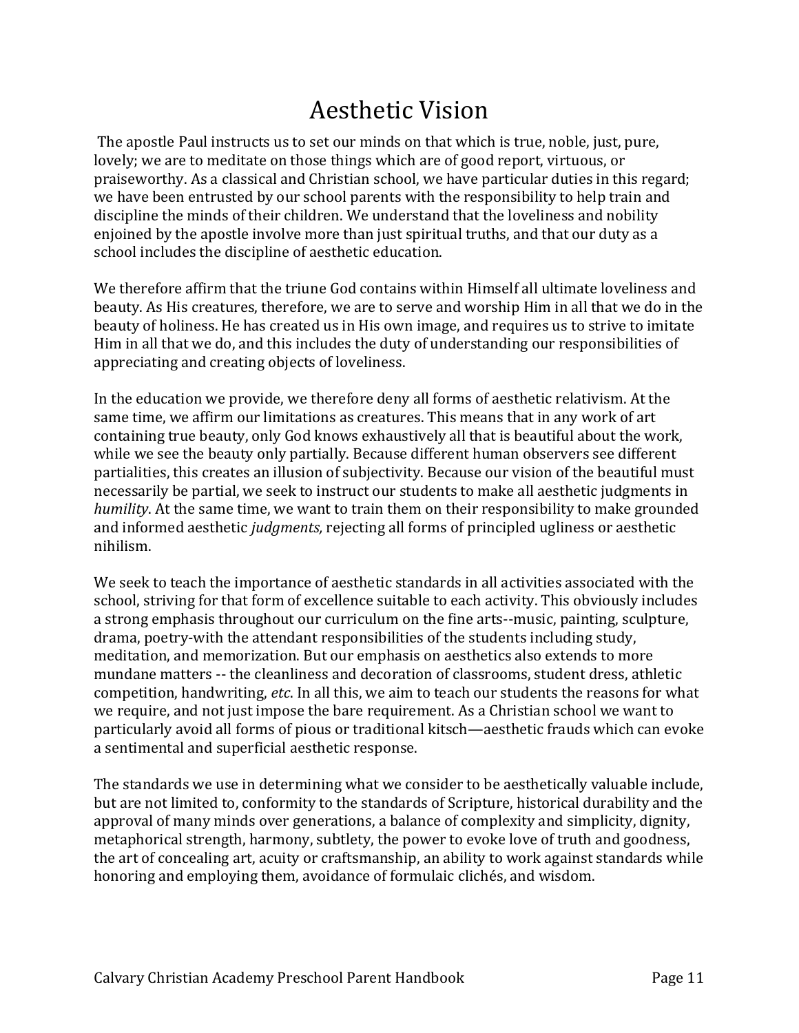# Aesthetic Vision

The apostle Paul instructs us to set our minds on that which is true, noble, just, pure, lovely; we are to meditate on those things which are of good report, virtuous, or praiseworthy. As a classical and Christian school, we have particular duties in this regard; we have been entrusted by our school parents with the responsibility to help train and discipline the minds of their children. We understand that the loveliness and nobility enjoined by the apostle involve more than just spiritual truths, and that our duty as a school includes the discipline of aesthetic education.

We therefore affirm that the triune God contains within Himself all ultimate loveliness and beauty. As His creatures, therefore, we are to serve and worship Him in all that we do in the beauty of holiness. He has created us in His own image, and requires us to strive to imitate Him in all that we do, and this includes the duty of understanding our responsibilities of appreciating and creating objects of loveliness.

In the education we provide, we therefore deny all forms of aesthetic relativism. At the same time, we affirm our limitations as creatures. This means that in any work of art containing true beauty, only God knows exhaustively all that is beautiful about the work, while we see the beauty only partially. Because different human observers see different partialities, this creates an illusion of subjectivity. Because our vision of the beautiful must necessarily be partial, we seek to instruct our students to make all aesthetic judgments in *humility*. At the same time, we want to train them on their responsibility to make grounded and informed aesthetic *judgments,* rejecting all forms of principled ugliness or aesthetic nihilism.

We seek to teach the importance of aesthetic standards in all activities associated with the school, striving for that form of excellence suitable to each activity. This obviously includes a strong emphasis throughout our curriculum on the fine arts--music, painting, sculpture, drama, poetry-with the attendant responsibilities of the students including study, meditation, and memorization. But our emphasis on aesthetics also extends to more mundane matters -- the cleanliness and decoration of classrooms, student dress, athletic competition, handwriting, *etc*. In all this, we aim to teach our students the reasons for what we require, and not just impose the bare requirement. As a Christian school we want to particularly avoid all forms of pious or traditional kitsch—aesthetic frauds which can evoke a sentimental and superficial aesthetic response.

The standards we use in determining what we consider to be aesthetically valuable include, but are not limited to, conformity to the standards of Scripture, historical durability and the approval of many minds over generations, a balance of complexity and simplicity, dignity, metaphorical strength, harmony, subtlety, the power to evoke love of truth and goodness, the art of concealing art, acuity or craftsmanship, an ability to work against standards while honoring and employing them, avoidance of formulaic clichés, and wisdom.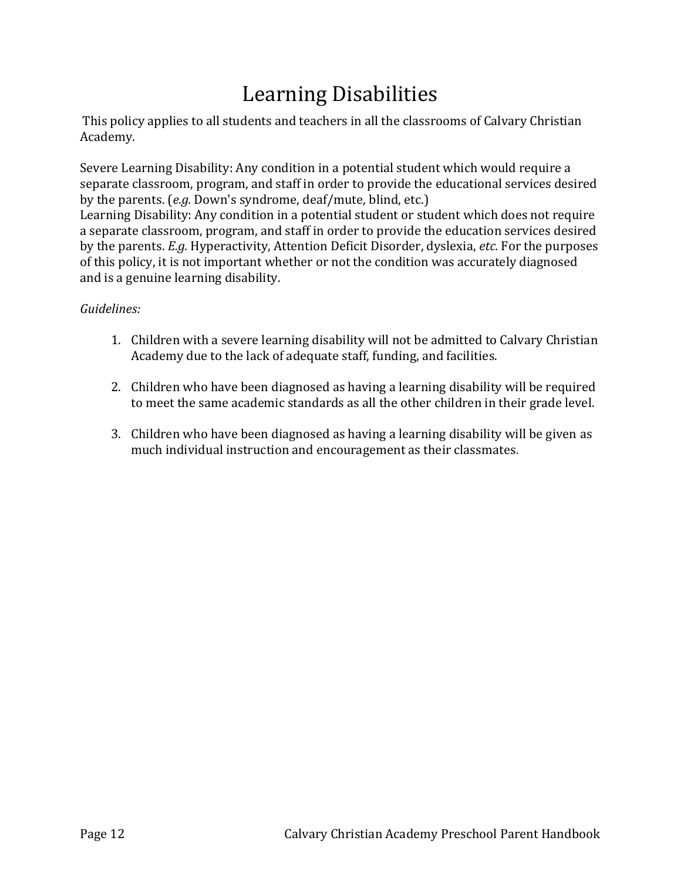# Learning Disabilities

This policy applies to all students and teachers in all the classrooms of Calvary Christian Academy.

Severe Learning Disability: Any condition in a potential student which would require a separate classroom, program, and staff in order to provide the educational services desired by the parents. (*e.g.* Down's syndrome, deaf/mute, blind, etc.)
Learning Disability: Any condition in a potential student or student which does not require a separate classroom, program, and staff in order to provide the education services desired by the parents. *E.g.* Hyperactivity, Attention Deficit Disorder, dyslexia, *etc.* For the purposes of this policy, it is not important whether or not the condition was accurately diagnosed and is a genuine learning disability.

*Guidelines:*

1. Children with a severe learning disability will not be admitted to Calvary Christian Academy due to the lack of adequate staff, funding, and facilities.

2. Children who have been diagnosed as having a learning disability will be required to meet the same academic standards as all the other children in their grade level.

3. Children who have been diagnosed as having a learning disability will be given as much individual instruction and encouragement as their classmates.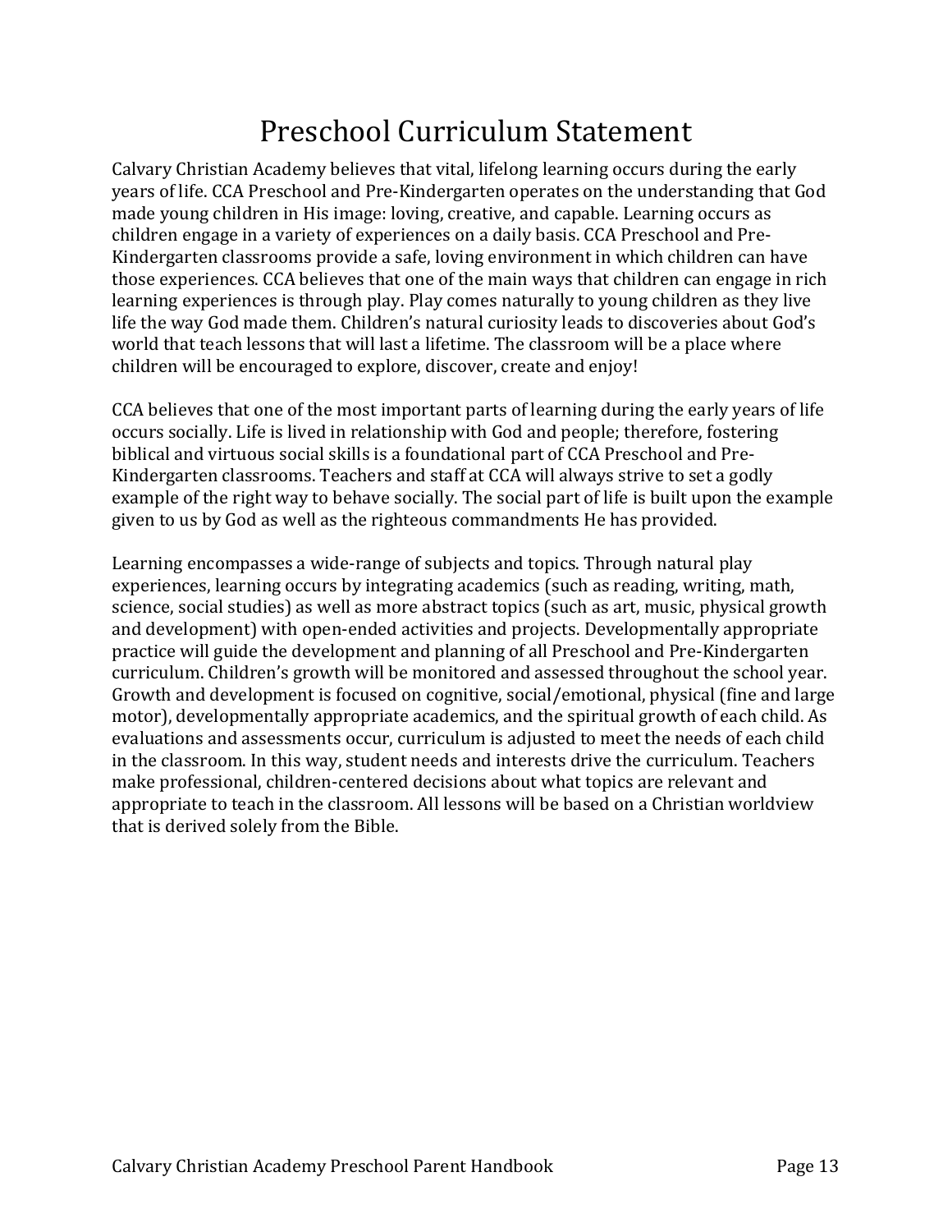# Preschool Curriculum Statement

Calvary Christian Academy believes that vital, lifelong learning occurs during the early years of life. CCA Preschool and Pre-Kindergarten operates on the understanding that God made young children in His image: loving, creative, and capable. Learning occurs as children engage in a variety of experiences on a daily basis. CCA Preschool and Pre-Kindergarten classrooms provide a safe, loving environment in which children can have those experiences. CCA believes that one of the main ways that children can engage in rich learning experiences is through play. Play comes naturally to young children as they live life the way God made them. Children's natural curiosity leads to discoveries about God's world that teach lessons that will last a lifetime. The classroom will be a place where children will be encouraged to explore, discover, create and enjoy!

CCA believes that one of the most important parts of learning during the early years of life occurs socially. Life is lived in relationship with God and people; therefore, fostering biblical and virtuous social skills is a foundational part of CCA Preschool and Pre-Kindergarten classrooms. Teachers and staff at CCA will always strive to set a godly example of the right way to behave socially. The social part of life is built upon the example given to us by God as well as the righteous commandments He has provided.

Learning encompasses a wide-range of subjects and topics. Through natural play experiences, learning occurs by integrating academics (such as reading, writing, math, science, social studies) as well as more abstract topics (such as art, music, physical growth and development) with open-ended activities and projects. Developmentally appropriate practice will guide the development and planning of all Preschool and Pre-Kindergarten curriculum. Children's growth will be monitored and assessed throughout the school year. Growth and development is focused on cognitive, social/emotional, physical (fine and large motor), developmentally appropriate academics, and the spiritual growth of each child. As evaluations and assessments occur, curriculum is adjusted to meet the needs of each child in the classroom. In this way, student needs and interests drive the curriculum. Teachers make professional, children-centered decisions about what topics are relevant and appropriate to teach in the classroom. All lessons will be based on a Christian worldview that is derived solely from the Bible.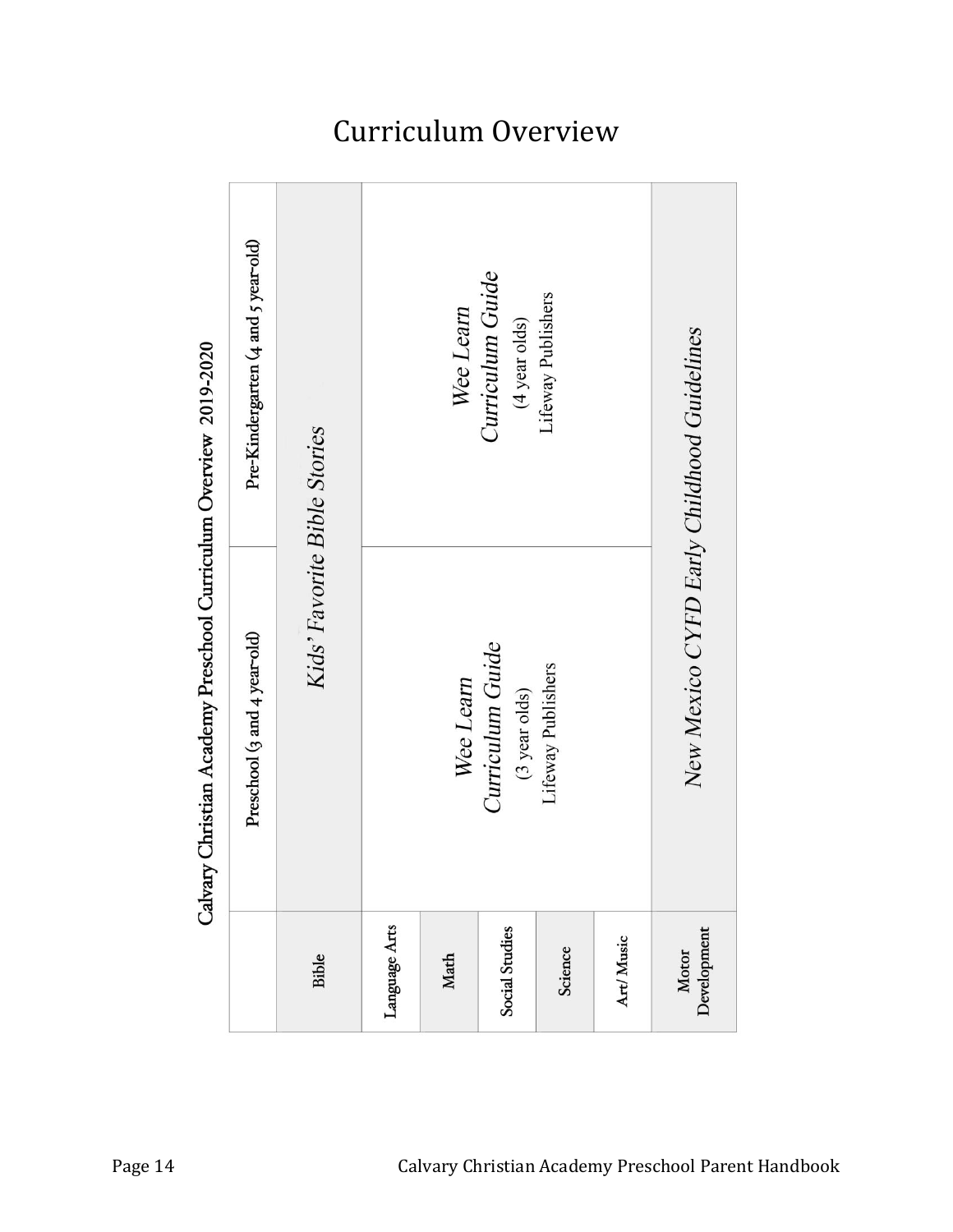# Curriculum Overview

**Calvary Christian Academy Preschool Curriculum Overview 2019-2020**

| | Preschool (3 and 4 year-old) | Pre-Kindergarten (4 and 5 year-old) |
|---|---|---|
| Bible | *Kids' Favorite Bible Stories* | |
| Language Arts | *Wee Learn Curriculum Guide* (3 year olds) Lifeway Publishers | *Wee Learn Curriculum Guide* (4 year olds) Lifeway Publishers |
| Math | | |
| Social Studies | | |
| Science | | |
| Art/Music | | |
| Motor Development | *New Mexico CYFD Early Childhood Guidelines* | |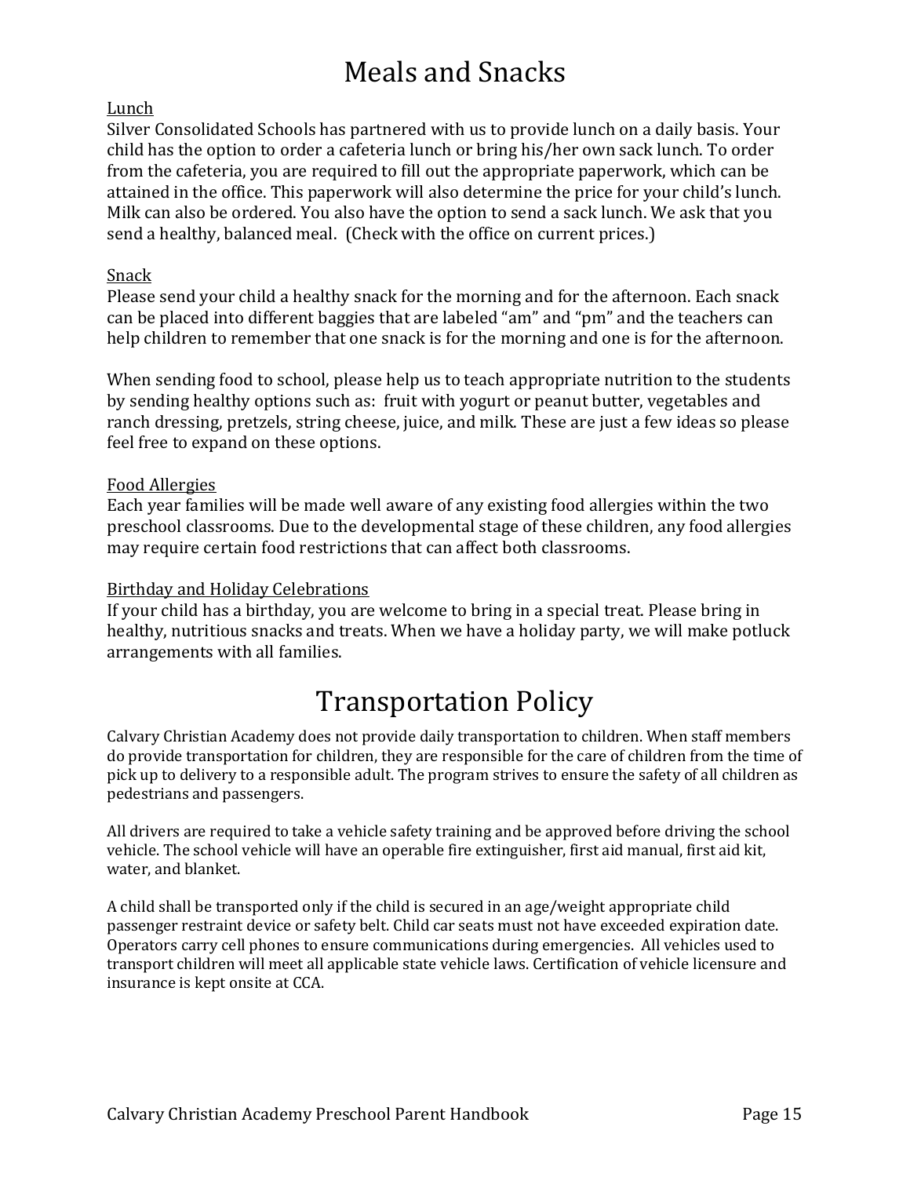# Meals and Snacks

## Lunch

Silver Consolidated Schools has partnered with us to provide lunch on a daily basis. Your child has the option to order a cafeteria lunch or bring his/her own sack lunch. To order from the cafeteria, you are required to fill out the appropriate paperwork, which can be attained in the office. This paperwork will also determine the price for your child's lunch. Milk can also be ordered. You also have the option to send a sack lunch. We ask that you send a healthy, balanced meal. (Check with the office on current prices.)

## Snack

Please send your child a healthy snack for the morning and for the afternoon. Each snack can be placed into different baggies that are labeled "am" and "pm" and the teachers can help children to remember that one snack is for the morning and one is for the afternoon.

When sending food to school, please help us to teach appropriate nutrition to the students by sending healthy options such as: fruit with yogurt or peanut butter, vegetables and ranch dressing, pretzels, string cheese, juice, and milk. These are just a few ideas so please feel free to expand on these options.

## Food Allergies

Each year families will be made well aware of any existing food allergies within the two preschool classrooms. Due to the developmental stage of these children, any food allergies may require certain food restrictions that can affect both classrooms.

## Birthday and Holiday Celebrations

If your child has a birthday, you are welcome to bring in a special treat. Please bring in healthy, nutritious snacks and treats. When we have a holiday party, we will make potluck arrangements with all families.

# Transportation Policy

Calvary Christian Academy does not provide daily transportation to children. When staff members do provide transportation for children, they are responsible for the care of children from the time of pick up to delivery to a responsible adult. The program strives to ensure the safety of all children as pedestrians and passengers.

All drivers are required to take a vehicle safety training and be approved before driving the school vehicle. The school vehicle will have an operable fire extinguisher, first aid manual, first aid kit, water, and blanket.

A child shall be transported only if the child is secured in an age/weight appropriate child passenger restraint device or safety belt. Child car seats must not have exceeded expiration date. Operators carry cell phones to ensure communications during emergencies. All vehicles used to transport children will meet all applicable state vehicle laws. Certification of vehicle licensure and insurance is kept onsite at CCA.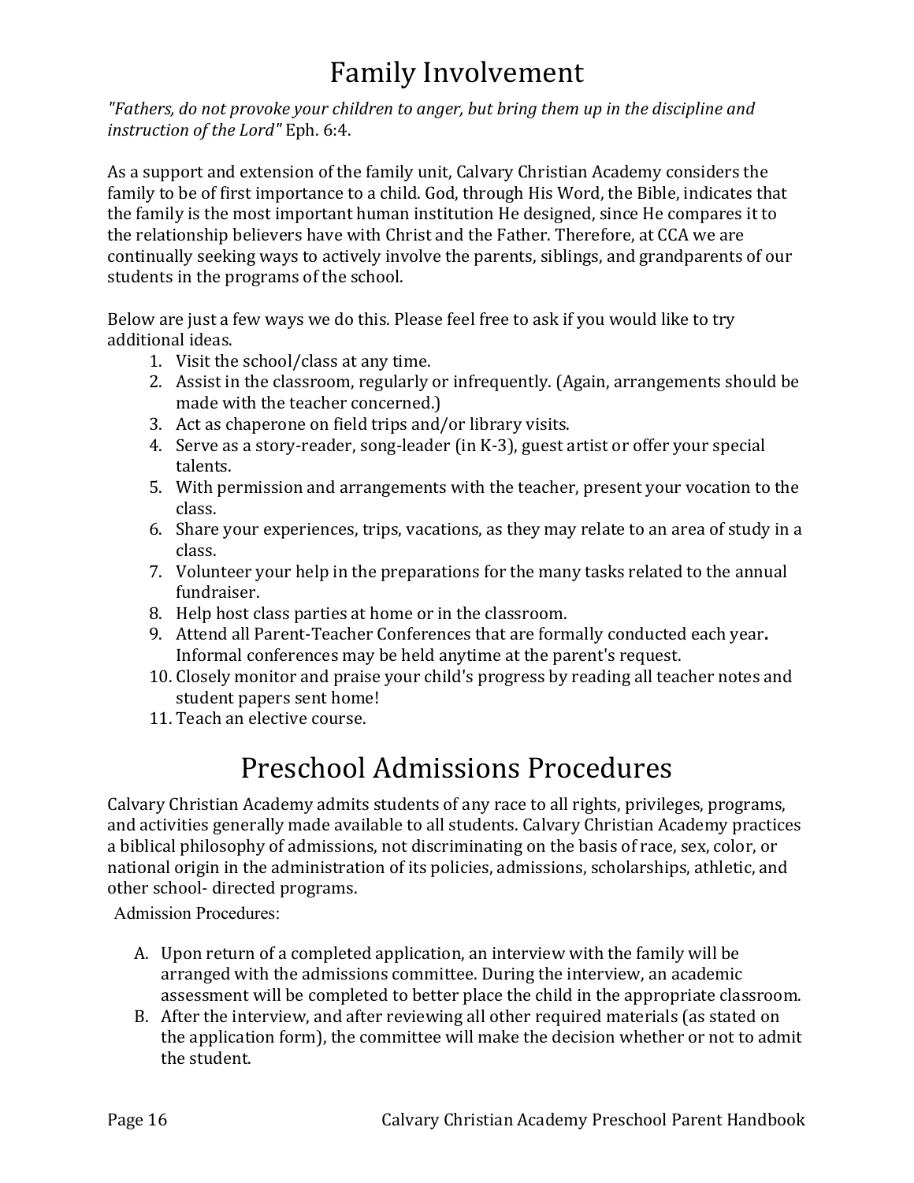# Family Involvement

*"Fathers, do not provoke your children to anger, but bring them up in the discipline and instruction of the Lord"* Eph. 6:4.

As a support and extension of the family unit, Calvary Christian Academy considers the family to be of first importance to a child. God, through His Word, the Bible, indicates that the family is the most important human institution He designed, since He compares it to the relationship believers have with Christ and the Father. Therefore, at CCA we are continually seeking ways to actively involve the parents, siblings, and grandparents of our students in the programs of the school.

Below are just a few ways we do this. Please feel free to ask if you would like to try additional ideas.

1. Visit the school/class at any time.
2. Assist in the classroom, regularly or infrequently. (Again, arrangements should be made with the teacher concerned.)
3. Act as chaperone on field trips and/or library visits.
4. Serve as a story-reader, song-leader (in K-3), guest artist or offer your special talents.
5. With permission and arrangements with the teacher, present your vocation to the class.
6. Share your experiences, trips, vacations, as they may relate to an area of study in a class.
7. Volunteer your help in the preparations for the many tasks related to the annual fundraiser.
8. Help host class parties at home or in the classroom.
9. Attend all Parent-Teacher Conferences that are formally conducted each year. Informal conferences may be held anytime at the parent's request.
10. Closely monitor and praise your child's progress by reading all teacher notes and student papers sent home!
11. Teach an elective course.

# Preschool Admissions Procedures

Calvary Christian Academy admits students of any race to all rights, privileges, programs, and activities generally made available to all students. Calvary Christian Academy practices a biblical philosophy of admissions, not discriminating on the basis of race, sex, color, or national origin in the administration of its policies, admissions, scholarships, athletic, and other school- directed programs.

Admission Procedures:

A. Upon return of a completed application, an interview with the family will be arranged with the admissions committee. During the interview, an academic assessment will be completed to better place the child in the appropriate classroom.
B. After the interview, and after reviewing all other required materials (as stated on the application form), the committee will make the decision whether or not to admit the student.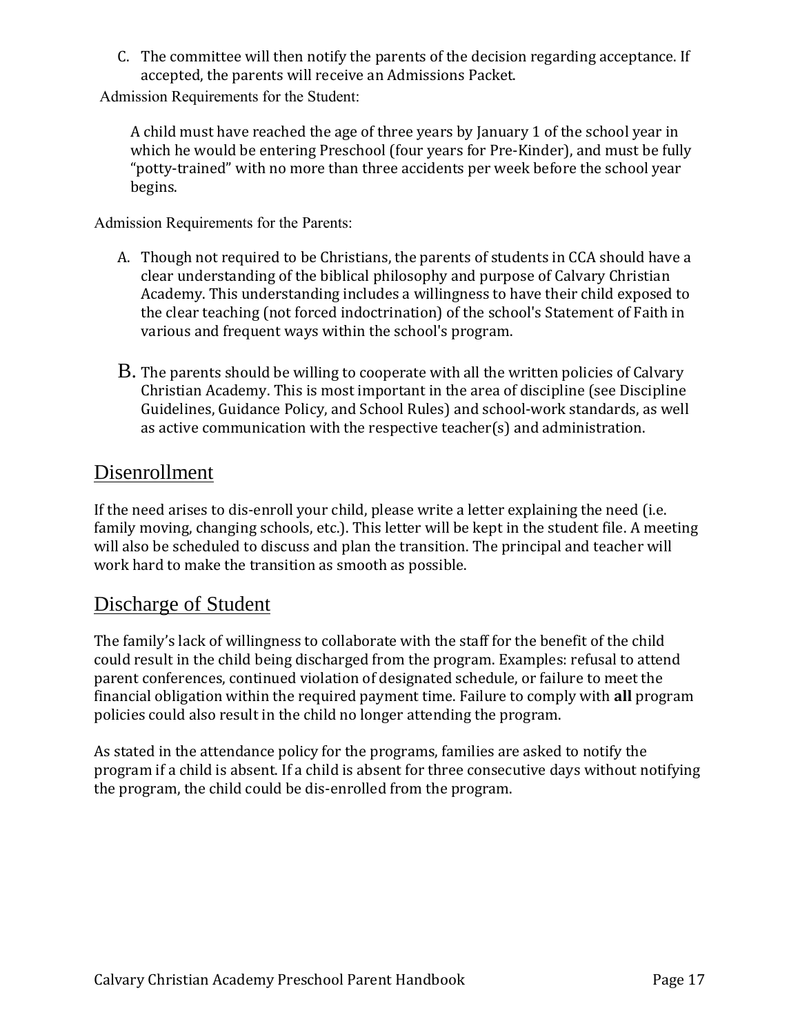C. The committee will then notify the parents of the decision regarding acceptance. If accepted, the parents will receive an Admissions Packet.

Admission Requirements for the Student:

A child must have reached the age of three years by January 1 of the school year in which he would be entering Preschool (four years for Pre-Kinder), and must be fully "potty-trained" with no more than three accidents per week before the school year begins.

Admission Requirements for the Parents:

A. Though not required to be Christians, the parents of students in CCA should have a clear understanding of the biblical philosophy and purpose of Calvary Christian Academy. This understanding includes a willingness to have their child exposed to the clear teaching (not forced indoctrination) of the school's Statement of Faith in various and frequent ways within the school's program.

B. The parents should be willing to cooperate with all the written policies of Calvary Christian Academy. This is most important in the area of discipline (see Discipline Guidelines, Guidance Policy, and School Rules) and school-work standards, as well as active communication with the respective teacher(s) and administration.

## Disenrollment

If the need arises to dis-enroll your child, please write a letter explaining the need (i.e. family moving, changing schools, etc.). This letter will be kept in the student file. A meeting will also be scheduled to discuss and plan the transition. The principal and teacher will work hard to make the transition as smooth as possible.

## Discharge of Student

The family's lack of willingness to collaborate with the staff for the benefit of the child could result in the child being discharged from the program. Examples: refusal to attend parent conferences, continued violation of designated schedule, or failure to meet the financial obligation within the required payment time. Failure to comply with **all** program policies could also result in the child no longer attending the program.

As stated in the attendance policy for the programs, families are asked to notify the program if a child is absent. If a child is absent for three consecutive days without notifying the program, the child could be dis-enrolled from the program.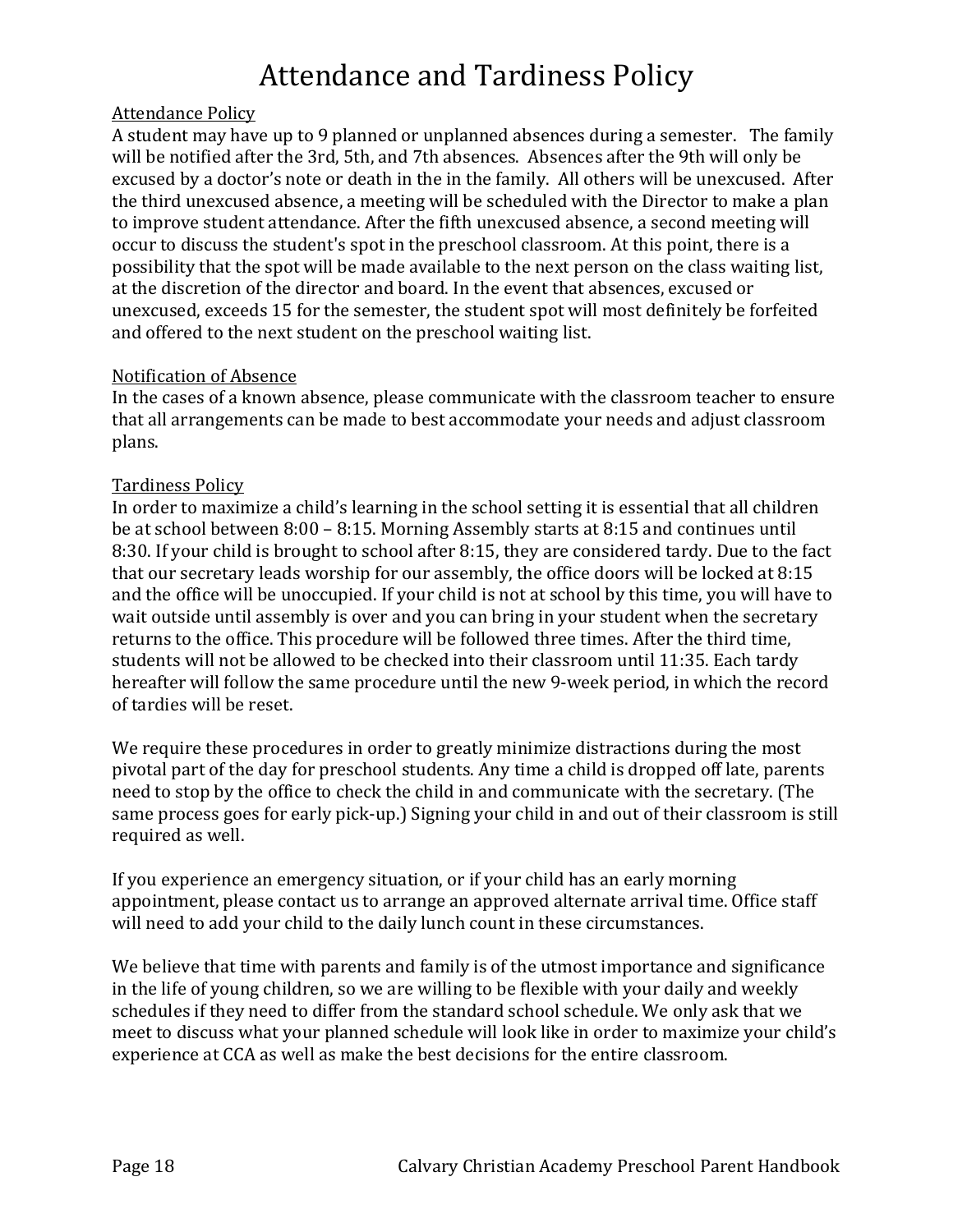# Attendance and Tardiness Policy

<u>Attendance Policy</u>

A student may have up to 9 planned or unplanned absences during a semester. The family will be notified after the 3rd, 5th, and 7th absences. Absences after the 9th will only be excused by a doctor's note or death in the in the family. All others will be unexcused. After the third unexcused absence, a meeting will be scheduled with the Director to make a plan to improve student attendance. After the fifth unexcused absence, a second meeting will occur to discuss the student's spot in the preschool classroom. At this point, there is a possibility that the spot will be made available to the next person on the class waiting list, at the discretion of the director and board. In the event that absences, excused or unexcused, exceeds 15 for the semester, the student spot will most definitely be forfeited and offered to the next student on the preschool waiting list.

<u>Notification of Absence</u>

In the cases of a known absence, please communicate with the classroom teacher to ensure that all arrangements can be made to best accommodate your needs and adjust classroom plans.

<u>Tardiness Policy</u>

In order to maximize a child's learning in the school setting it is essential that all children be at school between 8:00 – 8:15. Morning Assembly starts at 8:15 and continues until 8:30. If your child is brought to school after 8:15, they are considered tardy. Due to the fact that our secretary leads worship for our assembly, the office doors will be locked at 8:15 and the office will be unoccupied. If your child is not at school by this time, you will have to wait outside until assembly is over and you can bring in your student when the secretary returns to the office. This procedure will be followed three times. After the third time, students will not be allowed to be checked into their classroom until 11:35. Each tardy hereafter will follow the same procedure until the new 9-week period, in which the record of tardies will be reset.

We require these procedures in order to greatly minimize distractions during the most pivotal part of the day for preschool students. Any time a child is dropped off late, parents need to stop by the office to check the child in and communicate with the secretary. (The same process goes for early pick-up.) Signing your child in and out of their classroom is still required as well.

If you experience an emergency situation, or if your child has an early morning appointment, please contact us to arrange an approved alternate arrival time. Office staff will need to add your child to the daily lunch count in these circumstances.

We believe that time with parents and family is of the utmost importance and significance in the life of young children, so we are willing to be flexible with your daily and weekly schedules if they need to differ from the standard school schedule. We only ask that we meet to discuss what your planned schedule will look like in order to maximize your child's experience at CCA as well as make the best decisions for the entire classroom.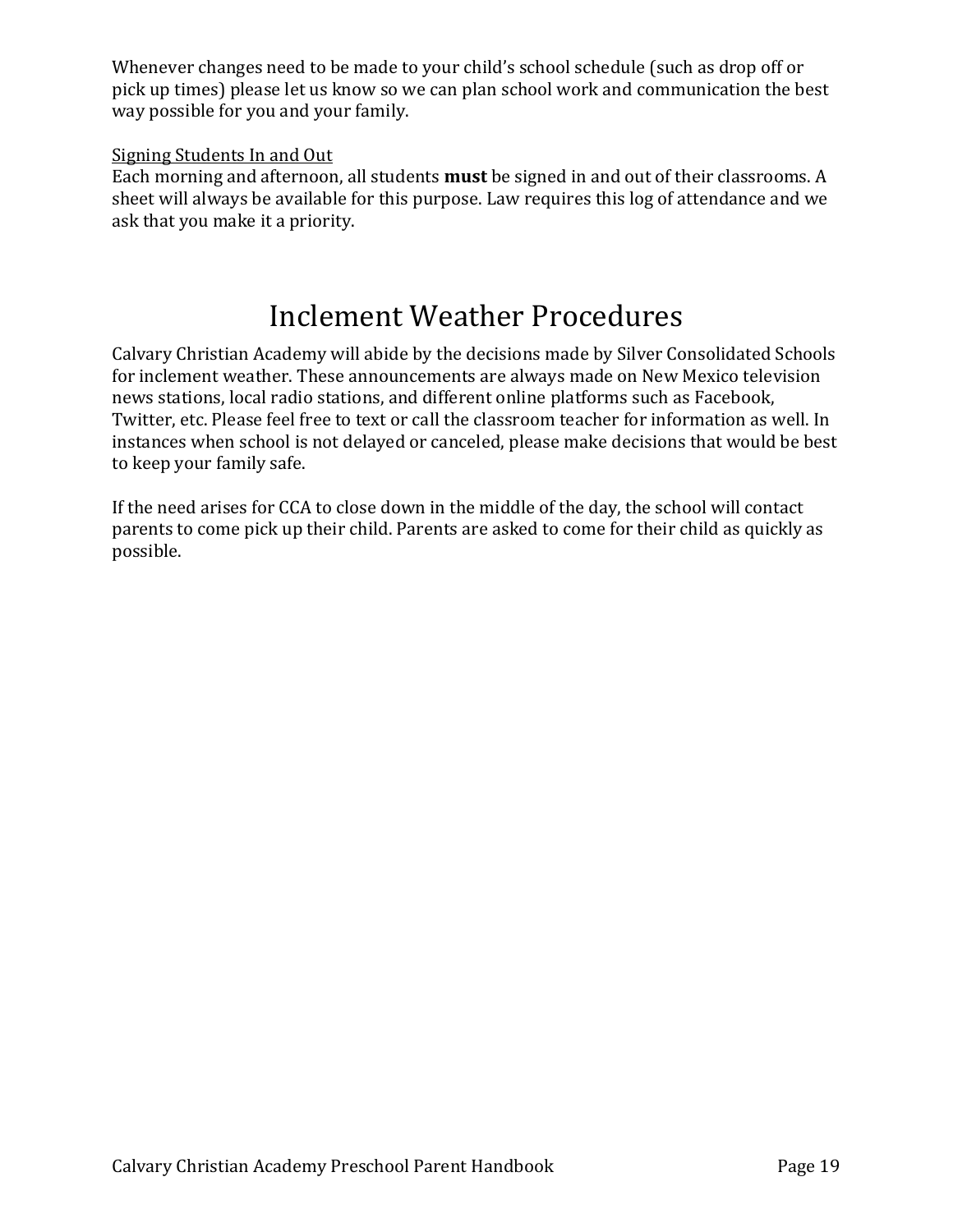Whenever changes need to be made to your child's school schedule (such as drop off or pick up times) please let us know so we can plan school work and communication the best way possible for you and your family.

<u>Signing Students In and Out</u>

Each morning and afternoon, all students **must** be signed in and out of their classrooms. A sheet will always be available for this purpose. Law requires this log of attendance and we ask that you make it a priority.

# Inclement Weather Procedures

Calvary Christian Academy will abide by the decisions made by Silver Consolidated Schools for inclement weather. These announcements are always made on New Mexico television news stations, local radio stations, and different online platforms such as Facebook, Twitter, etc. Please feel free to text or call the classroom teacher for information as well. In instances when school is not delayed or canceled, please make decisions that would be best to keep your family safe.

If the need arises for CCA to close down in the middle of the day, the school will contact parents to come pick up their child. Parents are asked to come for their child as quickly as possible.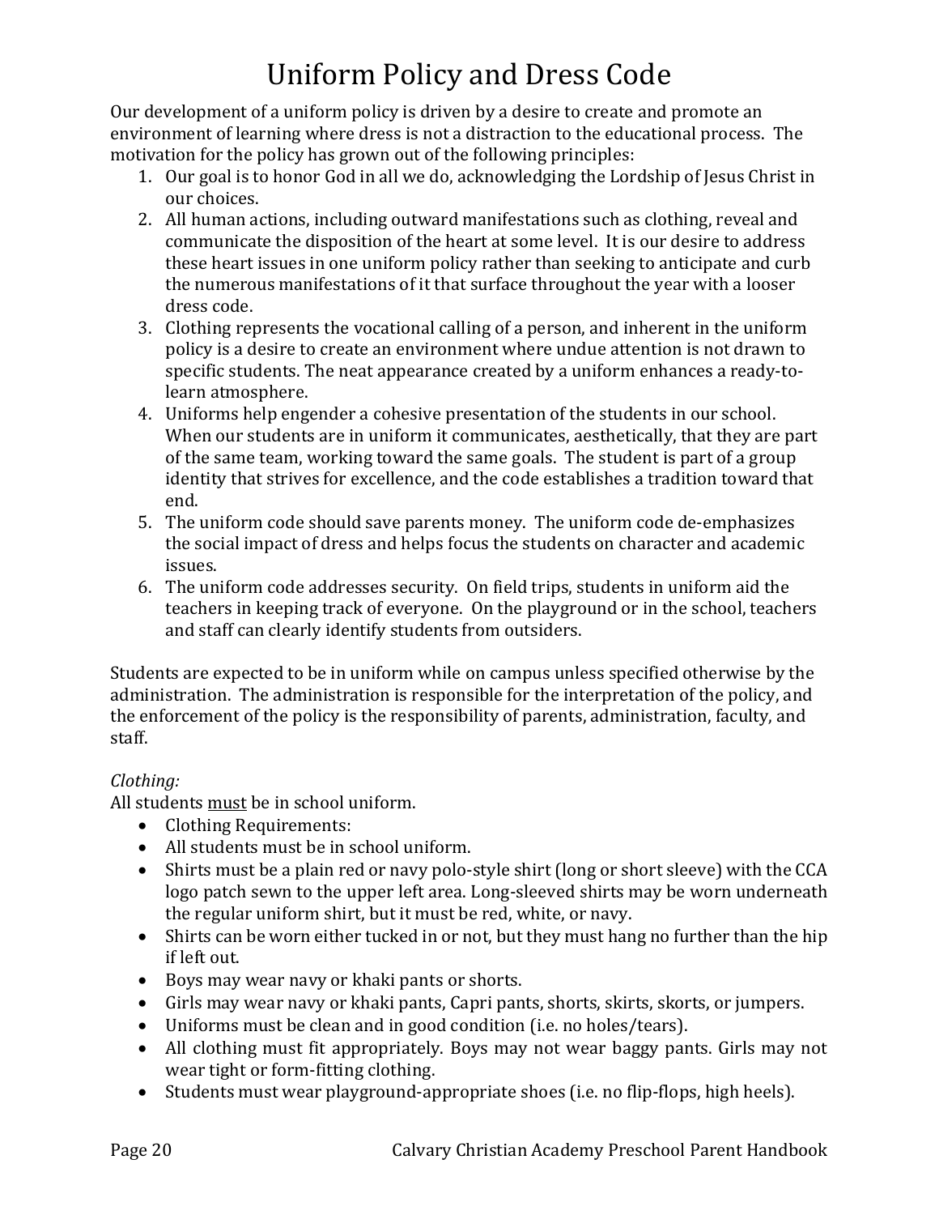# Uniform Policy and Dress Code

Our development of a uniform policy is driven by a desire to create and promote an environment of learning where dress is not a distraction to the educational process. The motivation for the policy has grown out of the following principles:

1. Our goal is to honor God in all we do, acknowledging the Lordship of Jesus Christ in our choices.
2. All human actions, including outward manifestations such as clothing, reveal and communicate the disposition of the heart at some level. It is our desire to address these heart issues in one uniform policy rather than seeking to anticipate and curb the numerous manifestations of it that surface throughout the year with a looser dress code.
3. Clothing represents the vocational calling of a person, and inherent in the uniform policy is a desire to create an environment where undue attention is not drawn to specific students. The neat appearance created by a uniform enhances a ready-to-learn atmosphere.
4. Uniforms help engender a cohesive presentation of the students in our school. When our students are in uniform it communicates, aesthetically, that they are part of the same team, working toward the same goals. The student is part of a group identity that strives for excellence, and the code establishes a tradition toward that end.
5. The uniform code should save parents money. The uniform code de-emphasizes the social impact of dress and helps focus the students on character and academic issues.
6. The uniform code addresses security. On field trips, students in uniform aid the teachers in keeping track of everyone. On the playground or in the school, teachers and staff can clearly identify students from outsiders.

Students are expected to be in uniform while on campus unless specified otherwise by the administration. The administration is responsible for the interpretation of the policy, and the enforcement of the policy is the responsibility of parents, administration, faculty, and staff.

*Clothing:*

All students <u>must</u> be in school uniform.

- Clothing Requirements:
- All students must be in school uniform.
- Shirts must be a plain red or navy polo-style shirt (long or short sleeve) with the CCA logo patch sewn to the upper left area. Long-sleeved shirts may be worn underneath the regular uniform shirt, but it must be red, white, or navy.
- Shirts can be worn either tucked in or not, but they must hang no further than the hip if left out.
- Boys may wear navy or khaki pants or shorts.
- Girls may wear navy or khaki pants, Capri pants, shorts, skirts, skorts, or jumpers.
- Uniforms must be clean and in good condition (i.e. no holes/tears).
- All clothing must fit appropriately. Boys may not wear baggy pants. Girls may not wear tight or form-fitting clothing.
- Students must wear playground-appropriate shoes (i.e. no flip-flops, high heels).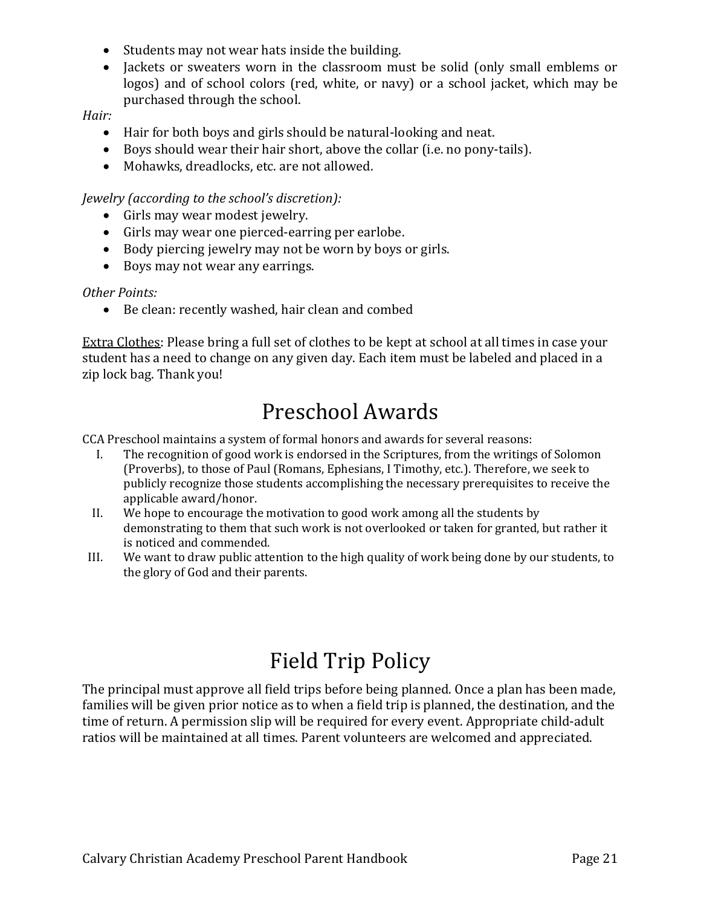- Students may not wear hats inside the building.
- Jackets or sweaters worn in the classroom must be solid (only small emblems or logos) and of school colors (red, white, or navy) or a school jacket, which may be purchased through the school.

*Hair:*

- Hair for both boys and girls should be natural-looking and neat.
- Boys should wear their hair short, above the collar (i.e. no pony-tails).
- Mohawks, dreadlocks, etc. are not allowed.

*Jewelry (according to the school's discretion):*

- Girls may wear modest jewelry.
- Girls may wear one pierced-earring per earlobe.
- Body piercing jewelry may not be worn by boys or girls.
- Boys may not wear any earrings.

*Other Points:*

- Be clean: recently washed, hair clean and combed

<u>Extra Clothes</u>: Please bring a full set of clothes to be kept at school at all times in case your student has a need to change on any given day. Each item must be labeled and placed in a zip lock bag. Thank you!

# Preschool Awards

CCA Preschool maintains a system of formal honors and awards for several reasons:

I. The recognition of good work is endorsed in the Scriptures, from the writings of Solomon (Proverbs), to those of Paul (Romans, Ephesians, I Timothy, etc.). Therefore, we seek to publicly recognize those students accomplishing the necessary prerequisites to receive the applicable award/honor.

II. We hope to encourage the motivation to good work among all the students by demonstrating to them that such work is not overlooked or taken for granted, but rather it is noticed and commended.

III. We want to draw public attention to the high quality of work being done by our students, to the glory of God and their parents.

# Field Trip Policy

The principal must approve all field trips before being planned. Once a plan has been made, families will be given prior notice as to when a field trip is planned, the destination, and the time of return. A permission slip will be required for every event. Appropriate child-adult ratios will be maintained at all times. Parent volunteers are welcomed and appreciated.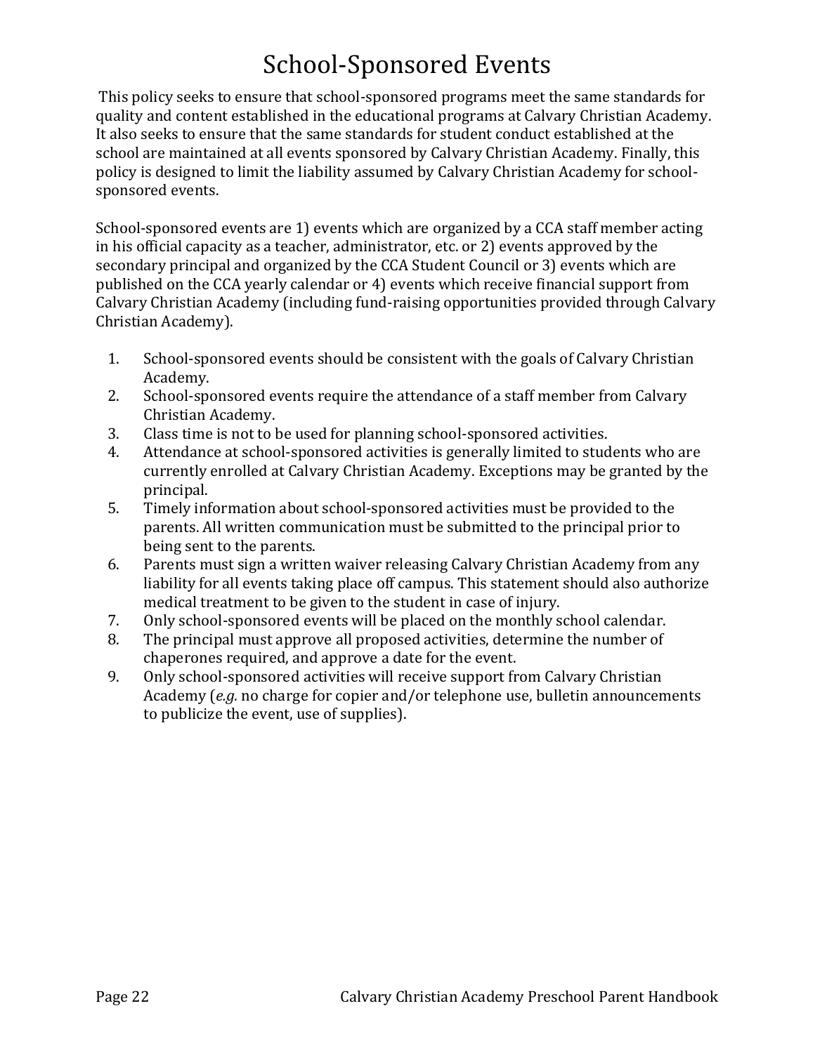# School-Sponsored Events

This policy seeks to ensure that school-sponsored programs meet the same standards for quality and content established in the educational programs at Calvary Christian Academy. It also seeks to ensure that the same standards for student conduct established at the school are maintained at all events sponsored by Calvary Christian Academy. Finally, this policy is designed to limit the liability assumed by Calvary Christian Academy for school-sponsored events.

School-sponsored events are 1) events which are organized by a CCA staff member acting in his official capacity as a teacher, administrator, etc. or 2) events approved by the secondary principal and organized by the CCA Student Council or 3) events which are published on the CCA yearly calendar or 4) events which receive financial support from Calvary Christian Academy (including fund-raising opportunities provided through Calvary Christian Academy).

1. School-sponsored events should be consistent with the goals of Calvary Christian Academy.
2. School-sponsored events require the attendance of a staff member from Calvary Christian Academy.
3. Class time is not to be used for planning school-sponsored activities.
4. Attendance at school-sponsored activities is generally limited to students who are currently enrolled at Calvary Christian Academy. Exceptions may be granted by the principal.
5. Timely information about school-sponsored activities must be provided to the parents. All written communication must be submitted to the principal prior to being sent to the parents.
6. Parents must sign a written waiver releasing Calvary Christian Academy from any liability for all events taking place off campus. This statement should also authorize medical treatment to be given to the student in case of injury.
7. Only school-sponsored events will be placed on the monthly school calendar.
8. The principal must approve all proposed activities, determine the number of chaperones required, and approve a date for the event.
9. Only school-sponsored activities will receive support from Calvary Christian Academy (*e.g.* no charge for copier and/or telephone use, bulletin announcements to publicize the event, use of supplies).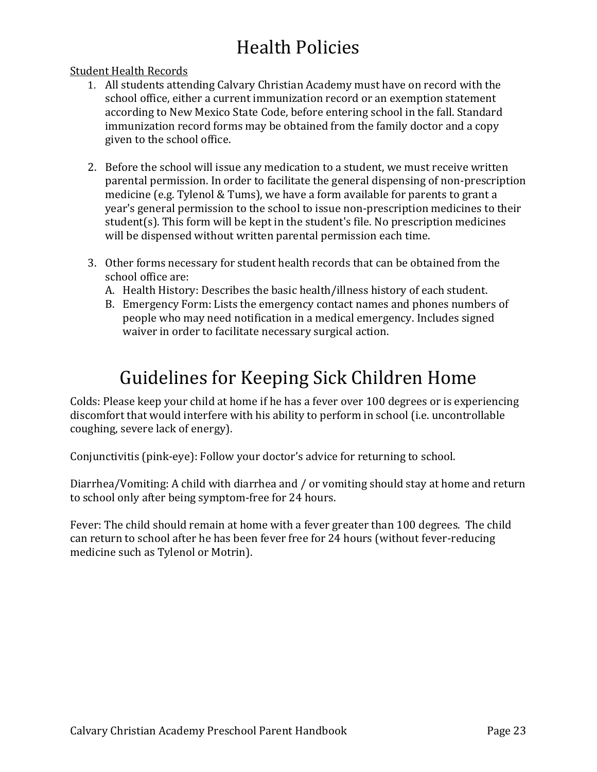# Health Policies

Student Health Records

1. All students attending Calvary Christian Academy must have on record with the school office, either a current immunization record or an exemption statement according to New Mexico State Code, before entering school in the fall. Standard immunization record forms may be obtained from the family doctor and a copy given to the school office.

2. Before the school will issue any medication to a student, we must receive written parental permission. In order to facilitate the general dispensing of non-prescription medicine (e.g. Tylenol & Tums), we have a form available for parents to grant a year's general permission to the school to issue non-prescription medicines to their student(s). This form will be kept in the student's file. No prescription medicines will be dispensed without written parental permission each time.

3. Other forms necessary for student health records that can be obtained from the school office are:
   A. Health History: Describes the basic health/illness history of each student.
   B. Emergency Form: Lists the emergency contact names and phones numbers of people who may need notification in a medical emergency. Includes signed waiver in order to facilitate necessary surgical action.

# Guidelines for Keeping Sick Children Home

Colds: Please keep your child at home if he has a fever over 100 degrees or is experiencing discomfort that would interfere with his ability to perform in school (i.e. uncontrollable coughing, severe lack of energy).

Conjunctivitis (pink-eye): Follow your doctor's advice for returning to school.

Diarrhea/Vomiting: A child with diarrhea and / or vomiting should stay at home and return to school only after being symptom-free for 24 hours.

Fever: The child should remain at home with a fever greater than 100 degrees. The child can return to school after he has been fever free for 24 hours (without fever-reducing medicine such as Tylenol or Motrin).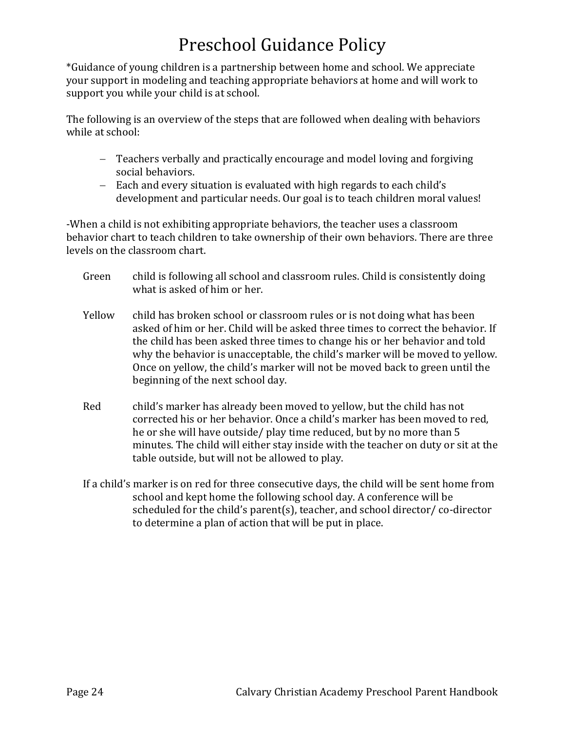# Preschool Guidance Policy

*Guidance of young children is a partnership between home and school. We appreciate your support in modeling and teaching appropriate behaviors at home and will work to support you while your child is at school.

The following is an overview of the steps that are followed when dealing with behaviors while at school:

- Teachers verbally and practically encourage and model loving and forgiving social behaviors.
- Each and every situation is evaluated with high regards to each child's development and particular needs. Our goal is to teach children moral values!

-When a child is not exhibiting appropriate behaviors, the teacher uses a classroom behavior chart to teach children to take ownership of their own behaviors. There are three levels on the classroom chart.

**Green** child is following all school and classroom rules. Child is consistently doing what is asked of him or her.

**Yellow** child has broken school or classroom rules or is not doing what has been asked of him or her. Child will be asked three times to correct the behavior. If the child has been asked three times to change his or her behavior and told why the behavior is unacceptable, the child's marker will be moved to yellow. Once on yellow, the child's marker will not be moved back to green until the beginning of the next school day.

**Red** child's marker has already been moved to yellow, but the child has not corrected his or her behavior. Once a child's marker has been moved to red, he or she will have outside/ play time reduced, but by no more than 5 minutes. The child will either stay inside with the teacher on duty or sit at the table outside, but will not be allowed to play.

If a child's marker is on red for three consecutive days, the child will be sent home from school and kept home the following school day. A conference will be scheduled for the child's parent(s), teacher, and school director/ co-director to determine a plan of action that will be put in place.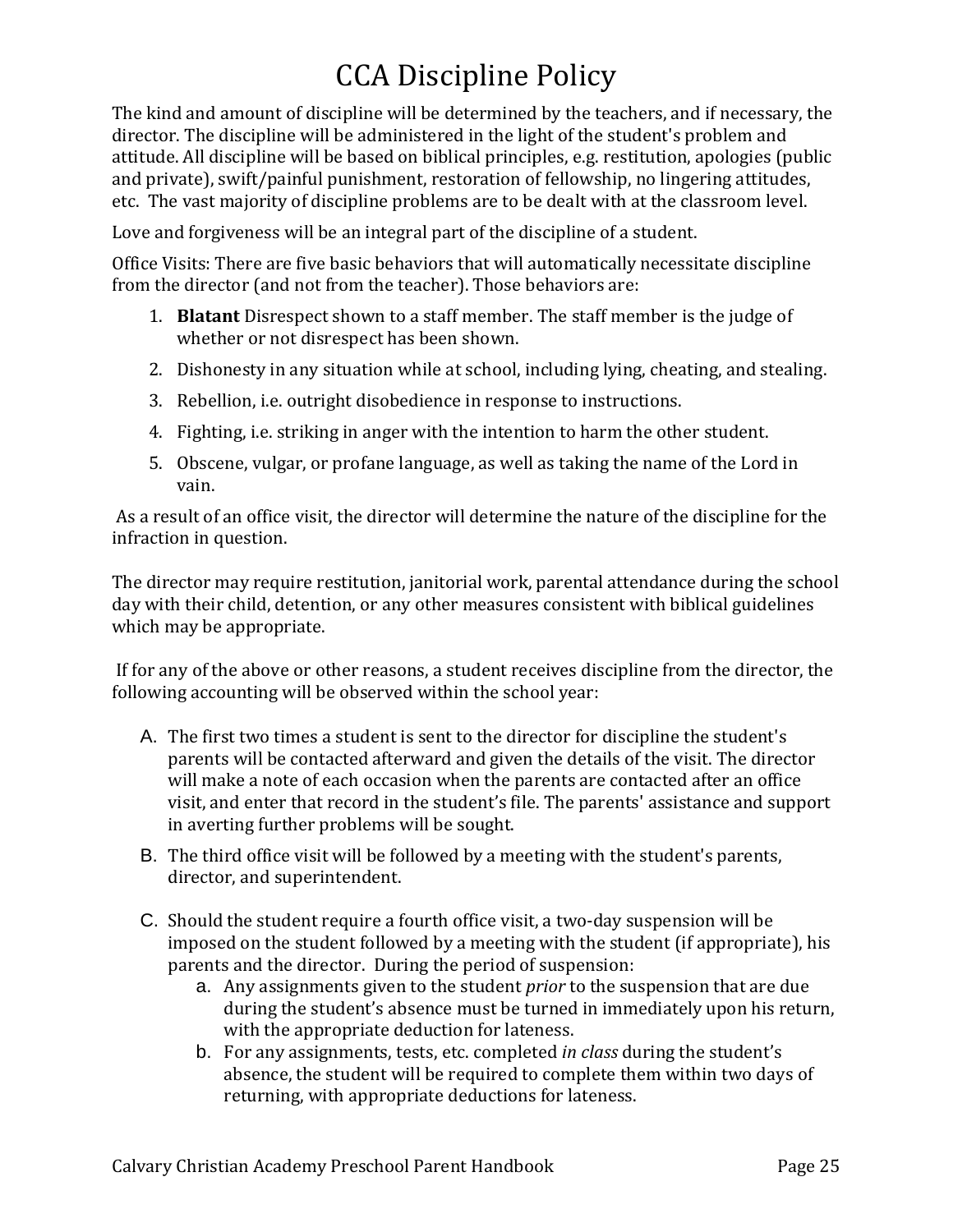# CCA Discipline Policy

The kind and amount of discipline will be determined by the teachers, and if necessary, the director. The discipline will be administered in the light of the student's problem and attitude. All discipline will be based on biblical principles, e.g. restitution, apologies (public and private), swift/painful punishment, restoration of fellowship, no lingering attitudes, etc. The vast majority of discipline problems are to be dealt with at the classroom level.

Love and forgiveness will be an integral part of the discipline of a student.

Office Visits: There are five basic behaviors that will automatically necessitate discipline from the director (and not from the teacher). Those behaviors are:

1. **Blatant** Disrespect shown to a staff member. The staff member is the judge of whether or not disrespect has been shown.
2. Dishonesty in any situation while at school, including lying, cheating, and stealing.
3. Rebellion, i.e. outright disobedience in response to instructions.
4. Fighting, i.e. striking in anger with the intention to harm the other student.
5. Obscene, vulgar, or profane language, as well as taking the name of the Lord in vain.

As a result of an office visit, the director will determine the nature of the discipline for the infraction in question.

The director may require restitution, janitorial work, parental attendance during the school day with their child, detention, or any other measures consistent with biblical guidelines which may be appropriate.

If for any of the above or other reasons, a student receives discipline from the director, the following accounting will be observed within the school year:

A. The first two times a student is sent to the director for discipline the student's parents will be contacted afterward and given the details of the visit. The director will make a note of each occasion when the parents are contacted after an office visit, and enter that record in the student's file. The parents' assistance and support in averting further problems will be sought.

B. The third office visit will be followed by a meeting with the student's parents, director, and superintendent.

C. Should the student require a fourth office visit, a two-day suspension will be imposed on the student followed by a meeting with the student (if appropriate), his parents and the director. During the period of suspension:
   a. Any assignments given to the student *prior* to the suspension that are due during the student's absence must be turned in immediately upon his return, with the appropriate deduction for lateness.
   b. For any assignments, tests, etc. completed *in class* during the student's absence, the student will be required to complete them within two days of returning, with appropriate deductions for lateness.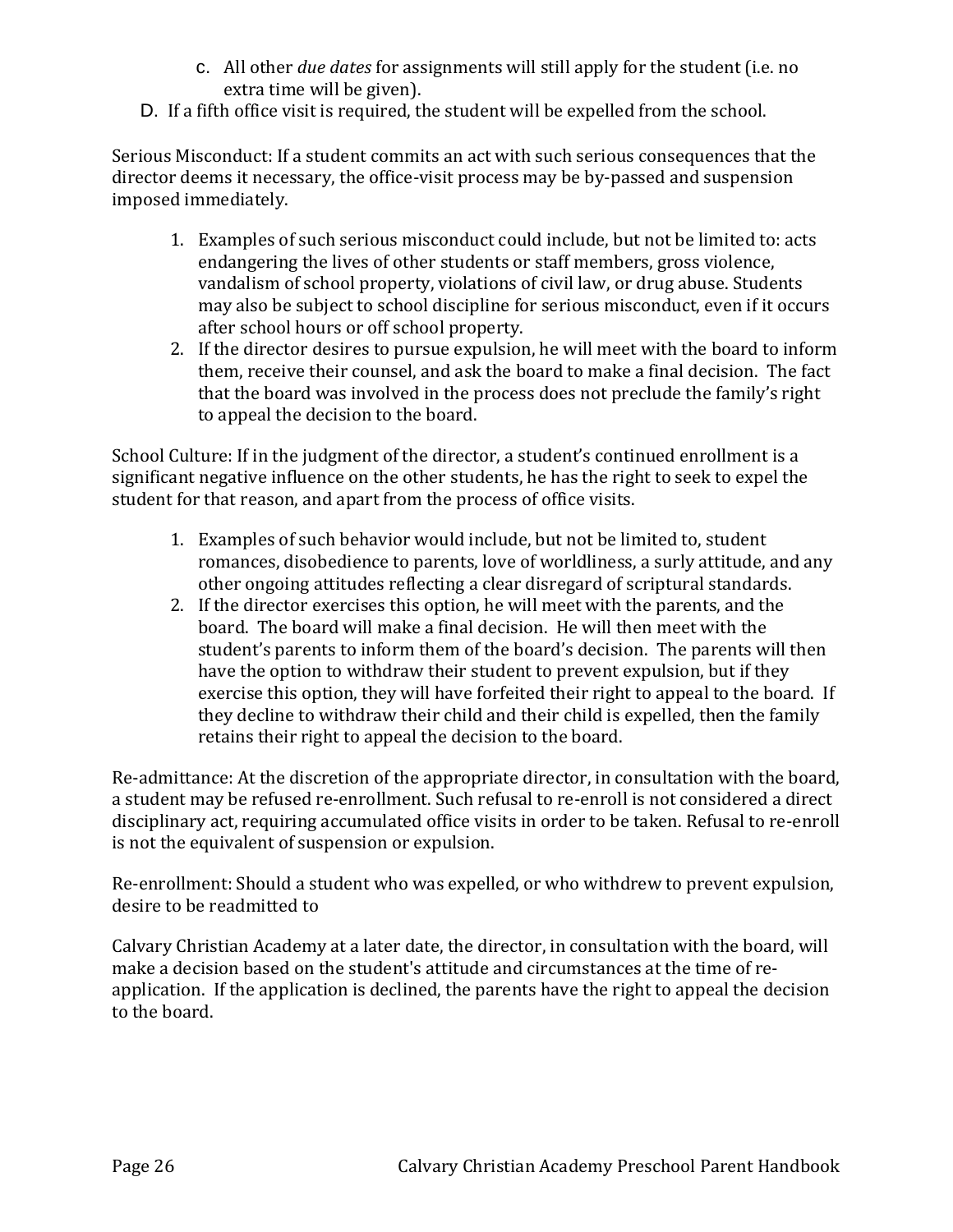c. All other *due dates* for assignments will still apply for the student (i.e. no extra time will be given).

D. If a fifth office visit is required, the student will be expelled from the school.

Serious Misconduct: If a student commits an act with such serious consequences that the director deems it necessary, the office-visit process may be by-passed and suspension imposed immediately.

1. Examples of such serious misconduct could include, but not be limited to: acts endangering the lives of other students or staff members, gross violence, vandalism of school property, violations of civil law, or drug abuse. Students may also be subject to school discipline for serious misconduct, even if it occurs after school hours or off school property.
2. If the director desires to pursue expulsion, he will meet with the board to inform them, receive their counsel, and ask the board to make a final decision. The fact that the board was involved in the process does not preclude the family's right to appeal the decision to the board.

School Culture: If in the judgment of the director, a student's continued enrollment is a significant negative influence on the other students, he has the right to seek to expel the student for that reason, and apart from the process of office visits.

1. Examples of such behavior would include, but not be limited to, student romances, disobedience to parents, love of worldliness, a surly attitude, and any other ongoing attitudes reflecting a clear disregard of scriptural standards.
2. If the director exercises this option, he will meet with the parents, and the board. The board will make a final decision. He will then meet with the student's parents to inform them of the board's decision. The parents will then have the option to withdraw their student to prevent expulsion, but if they exercise this option, they will have forfeited their right to appeal to the board. If they decline to withdraw their child and their child is expelled, then the family retains their right to appeal the decision to the board.

Re-admittance: At the discretion of the appropriate director, in consultation with the board, a student may be refused re-enrollment. Such refusal to re-enroll is not considered a direct disciplinary act, requiring accumulated office visits in order to be taken. Refusal to re-enroll is not the equivalent of suspension or expulsion.

Re-enrollment: Should a student who was expelled, or who withdrew to prevent expulsion, desire to be readmitted to

Calvary Christian Academy at a later date, the director, in consultation with the board, will make a decision based on the student's attitude and circumstances at the time of re-application. If the application is declined, the parents have the right to appeal the decision to the board.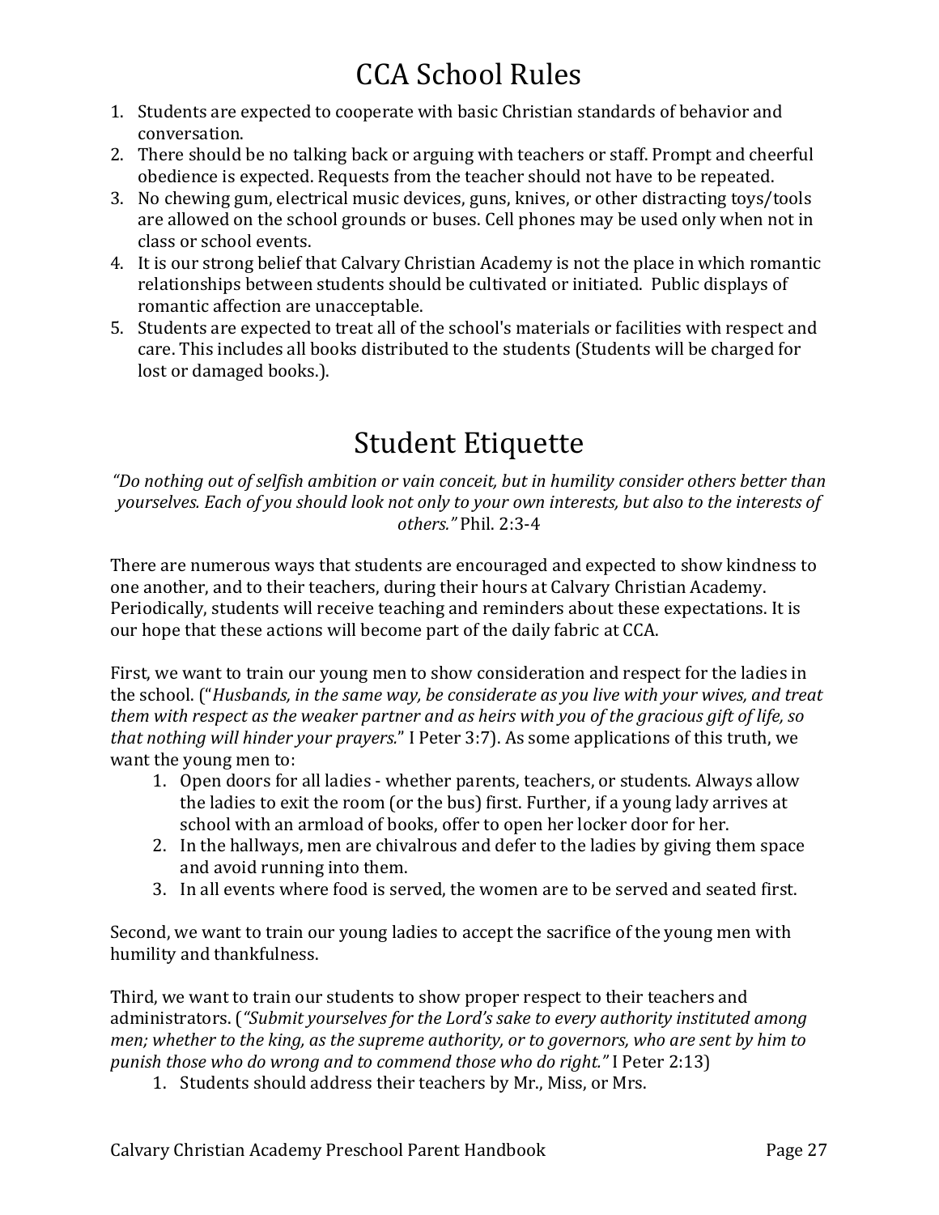# CCA School Rules

1. Students are expected to cooperate with basic Christian standards of behavior and conversation.
2. There should be no talking back or arguing with teachers or staff. Prompt and cheerful obedience is expected. Requests from the teacher should not have to be repeated.
3. No chewing gum, electrical music devices, guns, knives, or other distracting toys/tools are allowed on the school grounds or buses. Cell phones may be used only when not in class or school events.
4. It is our strong belief that Calvary Christian Academy is not the place in which romantic relationships between students should be cultivated or initiated. Public displays of romantic affection are unacceptable.
5. Students are expected to treat all of the school's materials or facilities with respect and care. This includes all books distributed to the students (Students will be charged for lost or damaged books.).

# Student Etiquette

*"Do nothing out of selfish ambition or vain conceit, but in humility consider others better than yourselves. Each of you should look not only to your own interests, but also to the interests of others."* Phil. 2:3-4

There are numerous ways that students are encouraged and expected to show kindness to one another, and to their teachers, during their hours at Calvary Christian Academy. Periodically, students will receive teaching and reminders about these expectations. It is our hope that these actions will become part of the daily fabric at CCA.

First, we want to train our young men to show consideration and respect for the ladies in the school. ("*Husbands, in the same way, be considerate as you live with your wives, and treat them with respect as the weaker partner and as heirs with you of the gracious gift of life, so that nothing will hinder your prayers.*" I Peter 3:7). As some applications of this truth, we want the young men to:

1. Open doors for all ladies - whether parents, teachers, or students. Always allow the ladies to exit the room (or the bus) first. Further, if a young lady arrives at school with an armload of books, offer to open her locker door for her.
2. In the hallways, men are chivalrous and defer to the ladies by giving them space and avoid running into them.
3. In all events where food is served, the women are to be served and seated first.

Second, we want to train our young ladies to accept the sacrifice of the young men with humility and thankfulness.

Third, we want to train our students to show proper respect to their teachers and administrators. (*"Submit yourselves for the Lord's sake to every authority instituted among men; whether to the king, as the supreme authority, or to governors, who are sent by him to punish those who do wrong and to commend those who do right."* I Peter 2:13)

1. Students should address their teachers by Mr., Miss, or Mrs.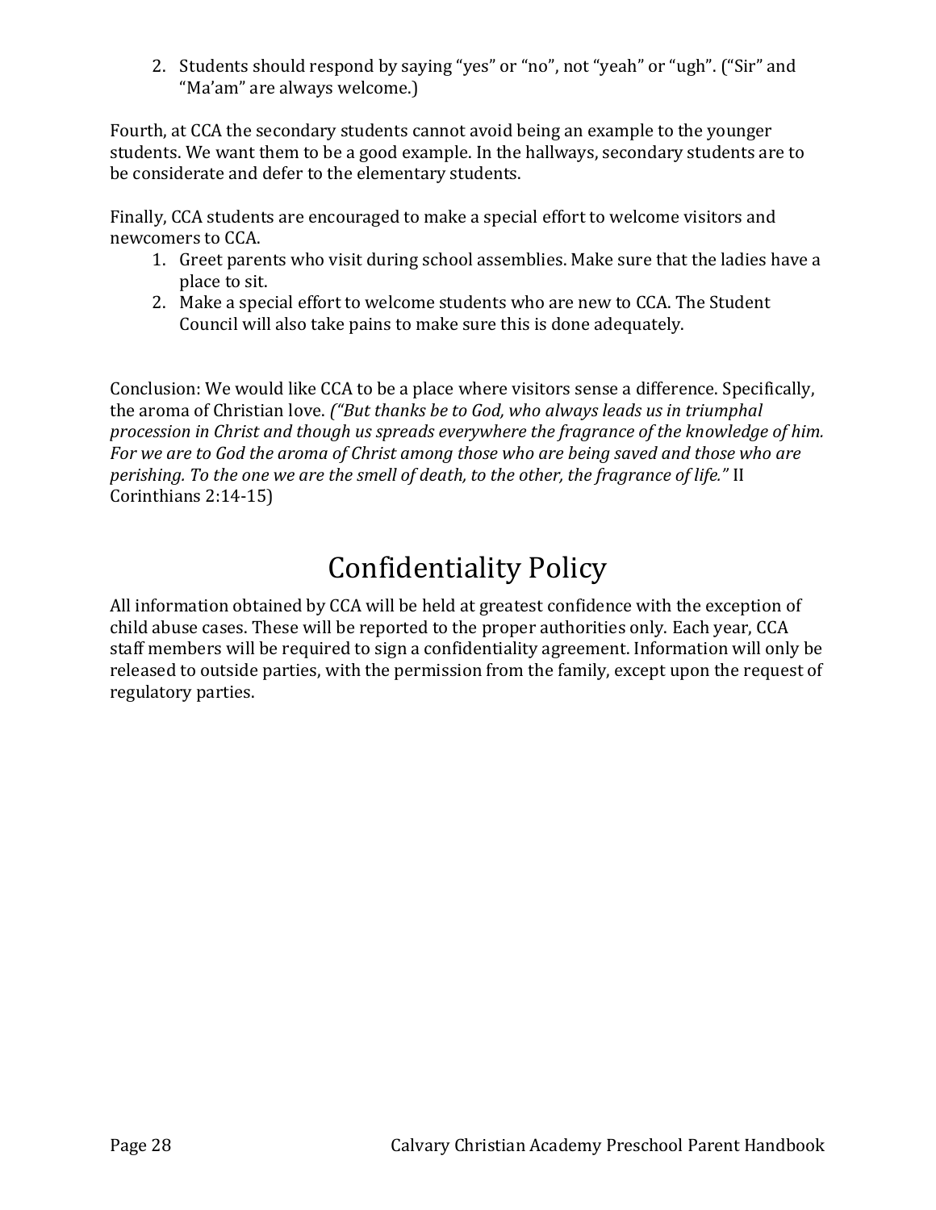2. Students should respond by saying “yes” or “no”, not “yeah” or “ugh”. (“Sir” and “Ma’am” are always welcome.)

Fourth, at CCA the secondary students cannot avoid being an example to the younger students. We want them to be a good example. In the hallways, secondary students are to be considerate and defer to the elementary students.

Finally, CCA students are encouraged to make a special effort to welcome visitors and newcomers to CCA.

1. Greet parents who visit during school assemblies. Make sure that the ladies have a place to sit.
2. Make a special effort to welcome students who are new to CCA. The Student Council will also take pains to make sure this is done adequately.

Conclusion: We would like CCA to be a place where visitors sense a difference. Specifically, the aroma of Christian love. *(“But thanks be to God, who always leads us in triumphal procession in Christ and though us spreads everywhere the fragrance of the knowledge of him. For we are to God the aroma of Christ among those who are being saved and those who are perishing. To the one we are the smell of death, to the other, the fragrance of life.”* II Corinthians 2:14-15)

# Confidentiality Policy

All information obtained by CCA will be held at greatest confidence with the exception of child abuse cases. These will be reported to the proper authorities only. Each year, CCA staff members will be required to sign a confidentiality agreement. Information will only be released to outside parties, with the permission from the family, except upon the request of regulatory parties.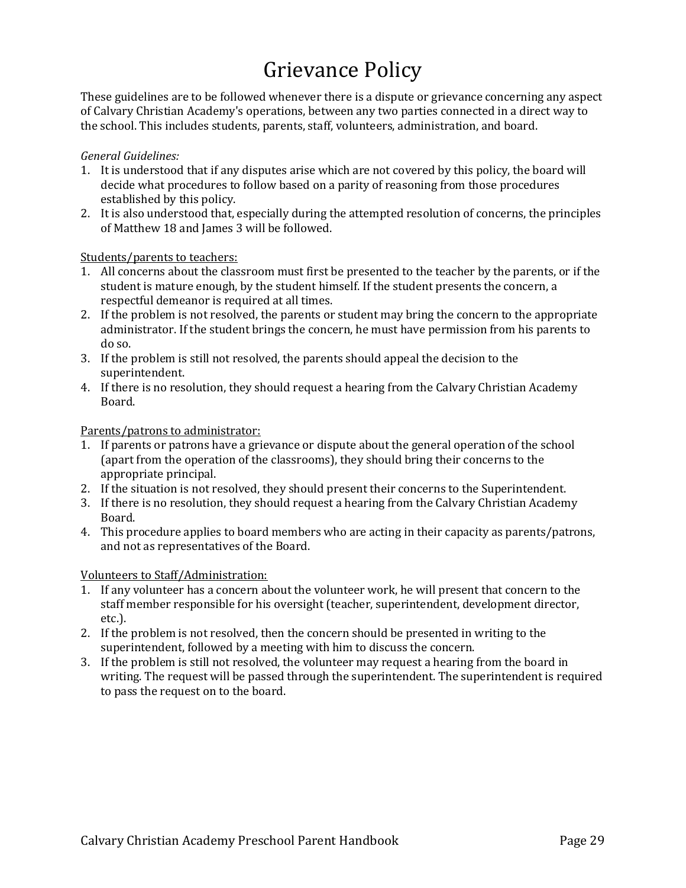# Grievance Policy

These guidelines are to be followed whenever there is a dispute or grievance concerning any aspect of Calvary Christian Academy's operations, between any two parties connected in a direct way to the school. This includes students, parents, staff, volunteers, administration, and board.

*General Guidelines:*

1. It is understood that if any disputes arise which are not covered by this policy, the board will decide what procedures to follow based on a parity of reasoning from those procedures established by this policy.
2. It is also understood that, especially during the attempted resolution of concerns, the principles of Matthew 18 and James 3 will be followed.

<u>Students/parents to teachers:</u>

1. All concerns about the classroom must first be presented to the teacher by the parents, or if the student is mature enough, by the student himself. If the student presents the concern, a respectful demeanor is required at all times.
2. If the problem is not resolved, the parents or student may bring the concern to the appropriate administrator. If the student brings the concern, he must have permission from his parents to do so.
3. If the problem is still not resolved, the parents should appeal the decision to the superintendent.
4. If there is no resolution, they should request a hearing from the Calvary Christian Academy Board.

<u>Parents/patrons to administrator:</u>

1. If parents or patrons have a grievance or dispute about the general operation of the school (apart from the operation of the classrooms), they should bring their concerns to the appropriate principal.
2. If the situation is not resolved, they should present their concerns to the Superintendent.
3. If there is no resolution, they should request a hearing from the Calvary Christian Academy Board.
4. This procedure applies to board members who are acting in their capacity as parents/patrons, and not as representatives of the Board.

<u>Volunteers to Staff/Administration:</u>

1. If any volunteer has a concern about the volunteer work, he will present that concern to the staff member responsible for his oversight (teacher, superintendent, development director, etc.).
2. If the problem is not resolved, then the concern should be presented in writing to the superintendent, followed by a meeting with him to discuss the concern.
3. If the problem is still not resolved, the volunteer may request a hearing from the board in writing. The request will be passed through the superintendent. The superintendent is required to pass the request on to the board.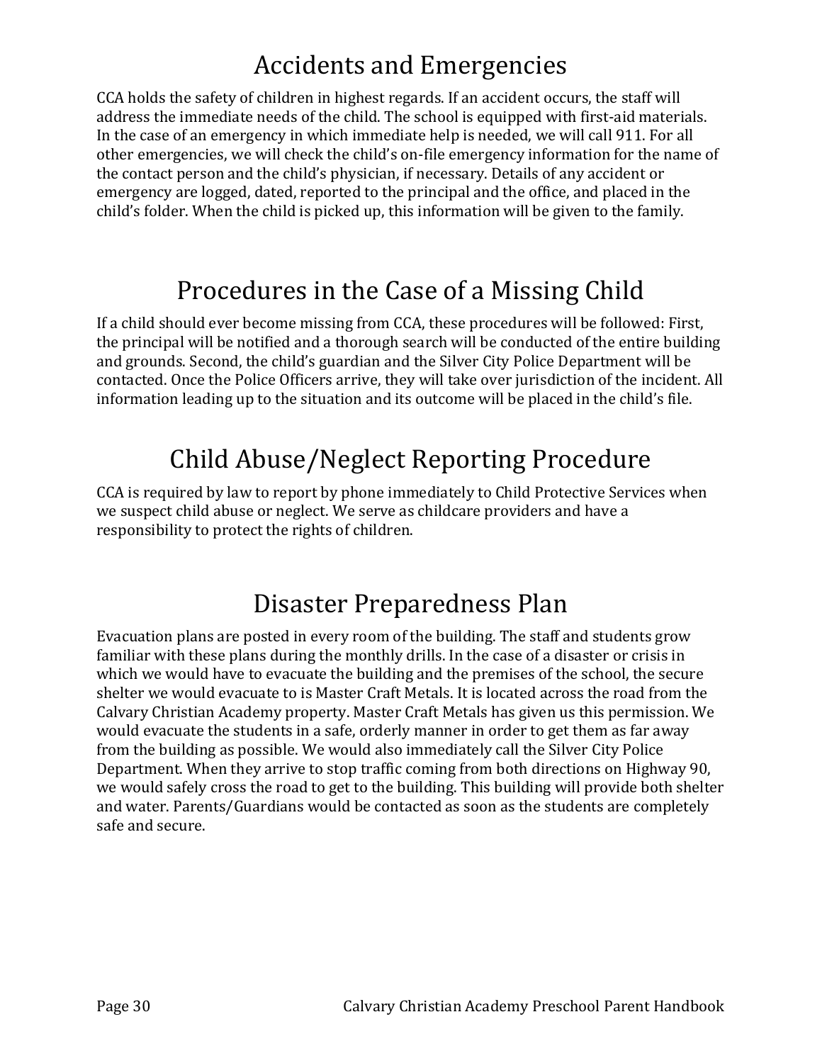# Accidents and Emergencies

CCA holds the safety of children in highest regards. If an accident occurs, the staff will address the immediate needs of the child. The school is equipped with first-aid materials. In the case of an emergency in which immediate help is needed, we will call 911. For all other emergencies, we will check the child's on-file emergency information for the name of the contact person and the child's physician, if necessary. Details of any accident or emergency are logged, dated, reported to the principal and the office, and placed in the child's folder. When the child is picked up, this information will be given to the family.

# Procedures in the Case of a Missing Child

If a child should ever become missing from CCA, these procedures will be followed: First, the principal will be notified and a thorough search will be conducted of the entire building and grounds. Second, the child's guardian and the Silver City Police Department will be contacted. Once the Police Officers arrive, they will take over jurisdiction of the incident. All information leading up to the situation and its outcome will be placed in the child's file.

# Child Abuse/Neglect Reporting Procedure

CCA is required by law to report by phone immediately to Child Protective Services when we suspect child abuse or neglect. We serve as childcare providers and have a responsibility to protect the rights of children.

# Disaster Preparedness Plan

Evacuation plans are posted in every room of the building. The staff and students grow familiar with these plans during the monthly drills. In the case of a disaster or crisis in which we would have to evacuate the building and the premises of the school, the secure shelter we would evacuate to is Master Craft Metals. It is located across the road from the Calvary Christian Academy property. Master Craft Metals has given us this permission. We would evacuate the students in a safe, orderly manner in order to get them as far away from the building as possible. We would also immediately call the Silver City Police Department. When they arrive to stop traffic coming from both directions on Highway 90, we would safely cross the road to get to the building. This building will provide both shelter and water. Parents/Guardians would be contacted as soon as the students are completely safe and secure.